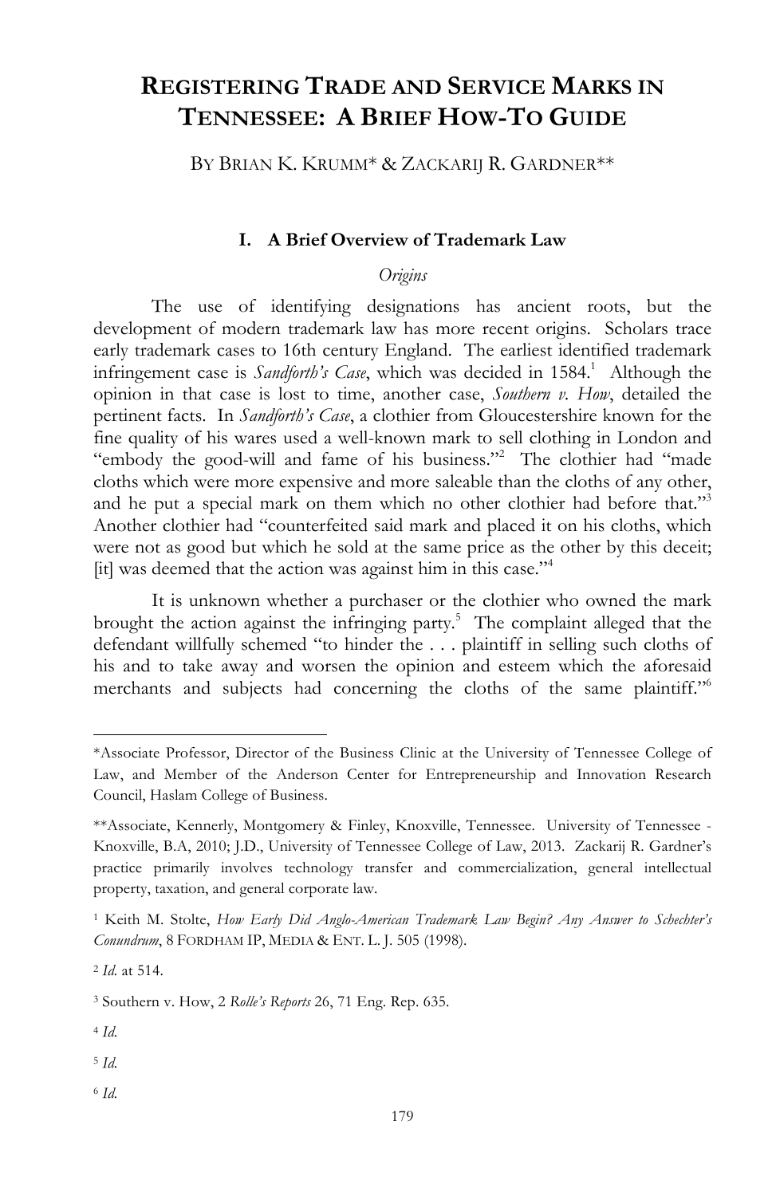# REGISTERING TRADE AND SERVICE MARKS IN TENNESSEE: A BRIEF HOW-TO GUIDE

BY BRIAN K. KRUMM* & ZACKARIJ R. GARDNER**

## I. A Brief Overview of Trademark Law

### *Origins*

The use of identifying designations has ancient roots, but the development of modern trademark law has more recent origins. Scholars trace early trademark cases to 16th century England. The earliest identified trademark infringement case is *Sandforth's Case*, which was decided in 1584.[1] Although the opinion in that case is lost to time, another case, *Southern v. How*, detailed the pertinent facts. In *Sandforth's Case*, a clothier from Gloucestershire known for the fine quality of his wares used a well-known mark to sell clothing in London and "embody the good-will and fame of his business."[2] The clothier had "made cloths which were more expensive and more saleable than the cloths of any other, and he put a special mark on them which no other clothier had before that."[3] Another clothier had "counterfeited said mark and placed it on his cloths, which were not as good but which he sold at the same price as the other by this deceit; [it] was deemed that the action was against him in this case."[4]

It is unknown whether a purchaser or the clothier who owned the mark brought the action against the infringing party.[5] The complaint alleged that the defendant willfully schemed "to hinder the . . . plaintiff in selling such cloths of his and to take away and worsen the opinion and esteem which the aforesaid merchants and subjects had concerning the cloths of the same plaintiff."[6]

---

*Associate Professor, Director of the Business Clinic at the University of Tennessee College of Law, and Member of the Anderson Center for Entrepreneurship and Innovation Research Council, Haslam College of Business.

**Associate, Kennerly, Montgomery & Finley, Knoxville, Tennessee. University of Tennessee - Knoxville, B.A, 2010; J.D., University of Tennessee College of Law, 2013. Zackarij R. Gardner's practice primarily involves technology transfer and commercialization, general intellectual property, taxation, and general corporate law.

[1] Keith M. Stolte, *How Early Did Anglo-American Trademark Law Begin? Any Answer to Schechter's Conundrum*, 8 FORDHAM IP, MEDIA & ENT. L. J. 505 (1998).

[2] *Id.* at 514.

[3] Southern v. How, 2 *Rolle's Reports* 26, 71 Eng. Rep. 635.

[4] *Id.*

[5] *Id.*

[6] *Id.*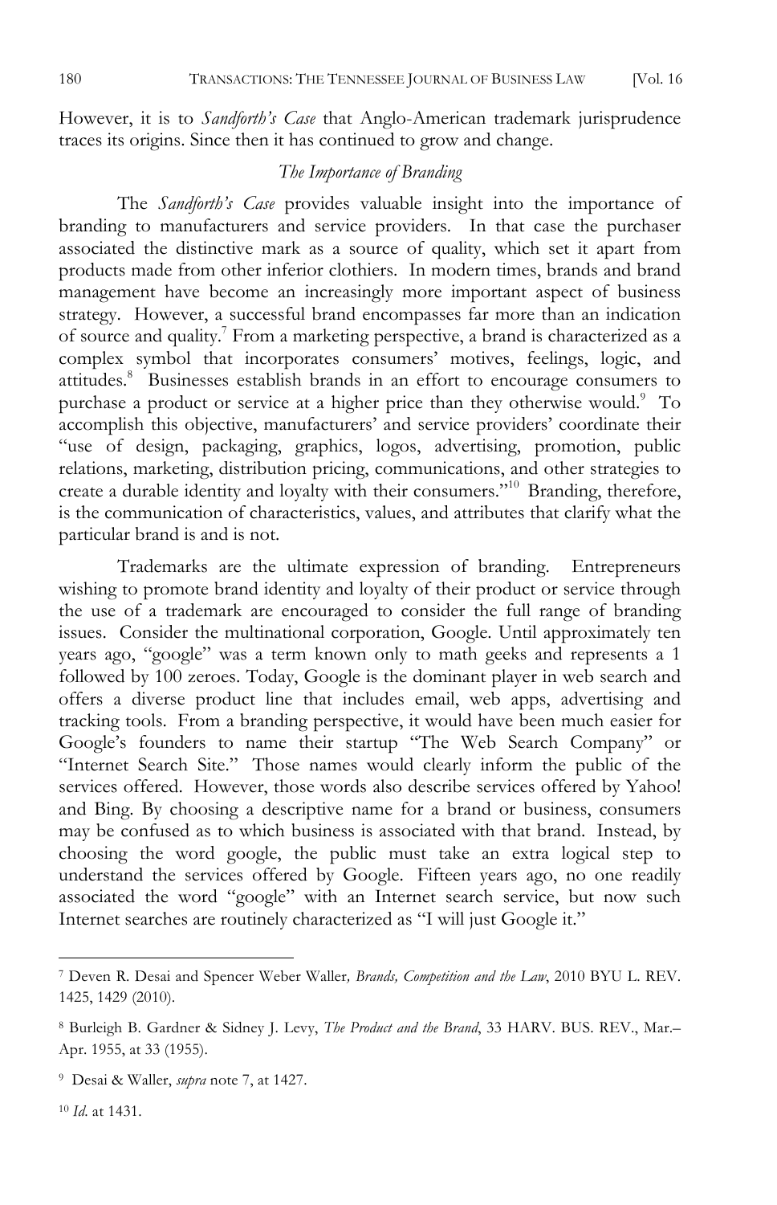However, it is to *Sandforth's Case* that Anglo-American trademark jurisprudence traces its origins. Since then it has continued to grow and change.

### *The Importance of Branding*

The *Sandforth's Case* provides valuable insight into the importance of branding to manufacturers and service providers. In that case the purchaser associated the distinctive mark as a source of quality, which set it apart from products made from other inferior clothiers. In modern times, brands and brand management have become an increasingly more important aspect of business strategy. However, a successful brand encompasses far more than an indication of source and quality.[7] From a marketing perspective, a brand is characterized as a complex symbol that incorporates consumers' motives, feelings, logic, and attitudes.[8] Businesses establish brands in an effort to encourage consumers to purchase a product or service at a higher price than they otherwise would.[9] To accomplish this objective, manufacturers' and service providers' coordinate their "use of design, packaging, graphics, logos, advertising, promotion, public relations, marketing, distribution pricing, communications, and other strategies to create a durable identity and loyalty with their consumers."[10] Branding, therefore, is the communication of characteristics, values, and attributes that clarify what the particular brand is and is not.

Trademarks are the ultimate expression of branding. Entrepreneurs wishing to promote brand identity and loyalty of their product or service through the use of a trademark are encouraged to consider the full range of branding issues. Consider the multinational corporation, Google. Until approximately ten years ago, "google" was a term known only to math geeks and represents a 1 followed by 100 zeroes. Today, Google is the dominant player in web search and offers a diverse product line that includes email, web apps, advertising and tracking tools. From a branding perspective, it would have been much easier for Google's founders to name their startup "The Web Search Company" or "Internet Search Site." Those names would clearly inform the public of the services offered. However, those words also describe services offered by Yahoo! and Bing. By choosing a descriptive name for a brand or business, consumers may be confused as to which business is associated with that brand. Instead, by choosing the word google, the public must take an extra logical step to understand the services offered by Google. Fifteen years ago, no one readily associated the word "google" with an Internet search service, but now such Internet searches are routinely characterized as "I will just Google it."

---

[7] Deven R. Desai and Spencer Weber Waller*, Brands, Competition and the Law*, 2010 BYU L. REV. 1425, 1429 (2010).

[8] Burleigh B. Gardner & Sidney J. Levy, *The Product and the Brand*, 33 HARV. BUS. REV., Mar.–Apr. 1955, at 33 (1955).

[9] Desai & Waller, *supra* note 7, at 1427.

[10] *Id.* at 1431.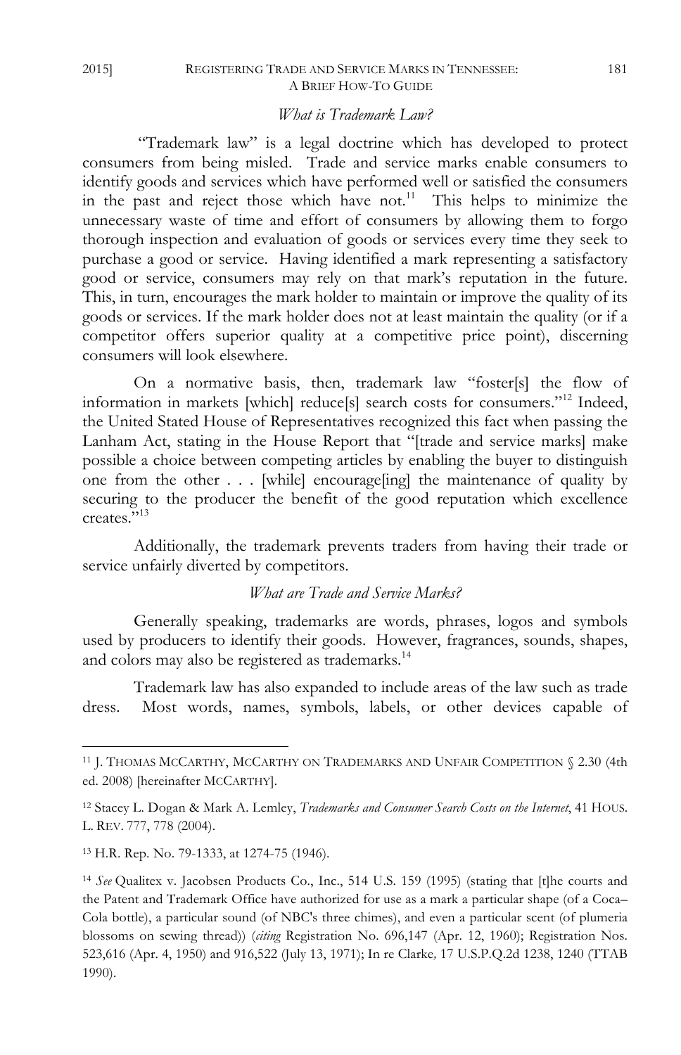### *What is Trademark Law?*

"Trademark law" is a legal doctrine which has developed to protect consumers from being misled. Trade and service marks enable consumers to identify goods and services which have performed well or satisfied the consumers in the past and reject those which have not.[11] This helps to minimize the unnecessary waste of time and effort of consumers by allowing them to forgo thorough inspection and evaluation of goods or services every time they seek to purchase a good or service. Having identified a mark representing a satisfactory good or service, consumers may rely on that mark's reputation in the future. This, in turn, encourages the mark holder to maintain or improve the quality of its goods or services. If the mark holder does not at least maintain the quality (or if a competitor offers superior quality at a competitive price point), discerning consumers will look elsewhere.

On a normative basis, then, trademark law "foster[s] the flow of information in markets [which] reduce[s] search costs for consumers."[12] Indeed, the United Stated House of Representatives recognized this fact when passing the Lanham Act, stating in the House Report that "[trade and service marks] make possible a choice between competing articles by enabling the buyer to distinguish one from the other . . . [while] encourage[ing] the maintenance of quality by securing to the producer the benefit of the good reputation which excellence creates."[13]

Additionally, the trademark prevents traders from having their trade or service unfairly diverted by competitors.

### *What are Trade and Service Marks?*

Generally speaking, trademarks are words, phrases, logos and symbols used by producers to identify their goods. However, fragrances, sounds, shapes, and colors may also be registered as trademarks.[14]

Trademark law has also expanded to include areas of the law such as trade dress. Most words, names, symbols, labels, or other devices capable of

---

[11] J. THOMAS MCCARTHY, MCCARTHY ON TRADEMARKS AND UNFAIR COMPETITION § 2.30 (4th ed. 2008) [hereinafter MCCARTHY].

[12] Stacey L. Dogan & Mark A. Lemley, *Trademarks and Consumer Search Costs on the Internet*, 41 HOUS. L. REV. 777, 778 (2004).

[13] H.R. Rep. No. 79-1333, at 1274-75 (1946).

[14] *See* Qualitex v. Jacobsen Products Co., Inc., 514 U.S. 159 (1995) (stating that [t]he courts and the Patent and Trademark Office have authorized for use as a mark a particular shape (of a Coca–Cola bottle), a particular sound (of NBC's three chimes), and even a particular scent (of plumeria blossoms on sewing thread)) (*citing* Registration No. 696,147 (Apr. 12, 1960); Registration Nos. 523,616 (Apr. 4, 1950) and 916,522 (July 13, 1971); In re Clarke*,* 17 U.S.P.Q.2d 1238, 1240 (TTAB 1990).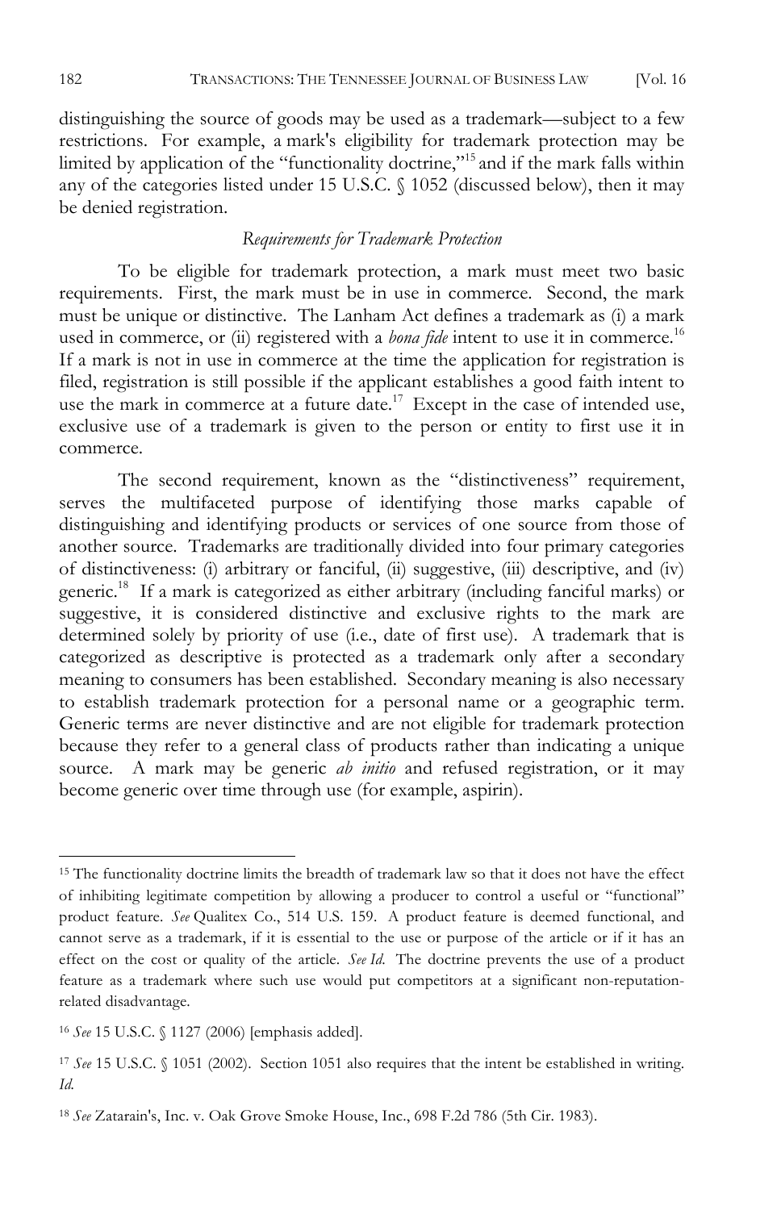distinguishing the source of goods may be used as a trademark—subject to a few restrictions. For example, a mark's eligibility for trademark protection may be limited by application of the "functionality doctrine,"[15] and if the mark falls within any of the categories listed under 15 U.S.C. § 1052 (discussed below), then it may be denied registration.

### *Requirements for Trademark Protection*

To be eligible for trademark protection, a mark must meet two basic requirements. First, the mark must be in use in commerce. Second, the mark must be unique or distinctive. The Lanham Act defines a trademark as (i) a mark used in commerce, or (ii) registered with a *bona fide* intent to use it in commerce.[16] If a mark is not in use in commerce at the time the application for registration is filed, registration is still possible if the applicant establishes a good faith intent to use the mark in commerce at a future date.[17] Except in the case of intended use, exclusive use of a trademark is given to the person or entity to first use it in commerce.

The second requirement, known as the "distinctiveness" requirement, serves the multifaceted purpose of identifying those marks capable of distinguishing and identifying products or services of one source from those of another source. Trademarks are traditionally divided into four primary categories of distinctiveness: (i) arbitrary or fanciful, (ii) suggestive, (iii) descriptive, and (iv) generic.[18] If a mark is categorized as either arbitrary (including fanciful marks) or suggestive, it is considered distinctive and exclusive rights to the mark are determined solely by priority of use (i.e., date of first use). A trademark that is categorized as descriptive is protected as a trademark only after a secondary meaning to consumers has been established. Secondary meaning is also necessary to establish trademark protection for a personal name or a geographic term. Generic terms are never distinctive and are not eligible for trademark protection because they refer to a general class of products rather than indicating a unique source. A mark may be generic *ab initio* and refused registration, or it may become generic over time through use (for example, aspirin).

---

[15] The functionality doctrine limits the breadth of trademark law so that it does not have the effect of inhibiting legitimate competition by allowing a producer to control a useful or "functional" product feature. *See* Qualitex Co., 514 U.S. 159. A product feature is deemed functional, and cannot serve as a trademark, if it is essential to the use or purpose of the article or if it has an effect on the cost or quality of the article. *See Id.* The doctrine prevents the use of a product feature as a trademark where such use would put competitors at a significant non-reputation-related disadvantage.

[16] *See* 15 U.S.C. § 1127 (2006) [emphasis added].

[17] *See* 15 U.S.C. § 1051 (2002). Section 1051 also requires that the intent be established in writing. *Id.*

[18] *See* Zatarain's, Inc. v. Oak Grove Smoke House, Inc., 698 F.2d 786 (5th Cir. 1983).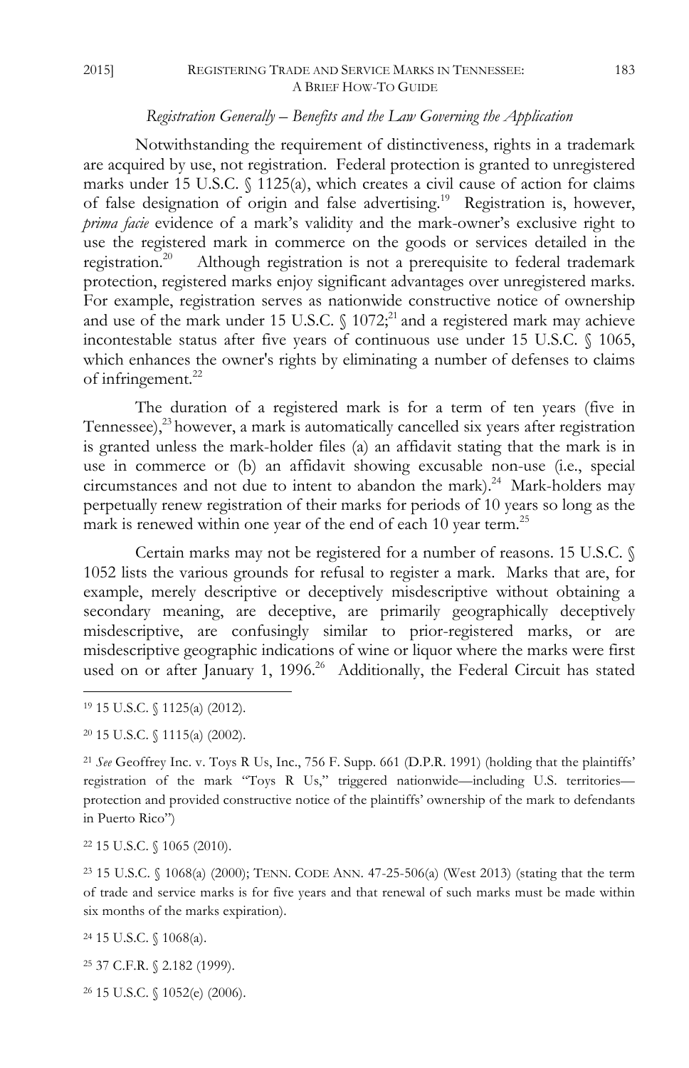*Registration Generally – Benefits and the Law Governing the Application*

Notwithstanding the requirement of distinctiveness, rights in a trademark are acquired by use, not registration. Federal protection is granted to unregistered marks under 15 U.S.C. § 1125(a), which creates a civil cause of action for claims of false designation of origin and false advertising.[19] Registration is, however, *prima facie* evidence of a mark's validity and the mark-owner's exclusive right to use the registered mark in commerce on the goods or services detailed in the registration.[20] Although registration is not a prerequisite to federal trademark protection, registered marks enjoy significant advantages over unregistered marks. For example, registration serves as nationwide constructive notice of ownership and use of the mark under 15 U.S.C. § 1072;[21] and a registered mark may achieve incontestable status after five years of continuous use under 15 U.S.C. § 1065, which enhances the owner's rights by eliminating a number of defenses to claims of infringement.[22]

The duration of a registered mark is for a term of ten years (five in Tennessee),[23] however, a mark is automatically cancelled six years after registration is granted unless the mark-holder files (a) an affidavit stating that the mark is in use in commerce or (b) an affidavit showing excusable non-use (i.e., special circumstances and not due to intent to abandon the mark).[24] Mark-holders may perpetually renew registration of their marks for periods of 10 years so long as the mark is renewed within one year of the end of each 10 year term.[25]

Certain marks may not be registered for a number of reasons. 15 U.S.C. § 1052 lists the various grounds for refusal to register a mark. Marks that are, for example, merely descriptive or deceptively misdescriptive without obtaining a secondary meaning, are deceptive, are primarily geographically deceptively misdescriptive, are confusingly similar to prior-registered marks, or are misdescriptive geographic indications of wine or liquor where the marks were first used on or after January 1, 1996.[26] Additionally, the Federal Circuit has stated

---

[19] 15 U.S.C. § 1125(a) (2012).

[20] 15 U.S.C. § 1115(a) (2002).

[21] *See* Geoffrey Inc. v. Toys R Us, Inc., 756 F. Supp. 661 (D.P.R. 1991) (holding that the plaintiffs' registration of the mark "Toys R Us," triggered nationwide—including U.S. territories—protection and provided constructive notice of the plaintiffs' ownership of the mark to defendants in Puerto Rico")

[22] 15 U.S.C. § 1065 (2010).

[23] 15 U.S.C. § 1068(a) (2000); TENN. CODE ANN. 47-25-506(a) (West 2013) (stating that the term of trade and service marks is for five years and that renewal of such marks must be made within six months of the marks expiration).

[24] 15 U.S.C. § 1068(a).

[25] 37 C.F.R. § 2.182 (1999).

[26] 15 U.S.C. § 1052(e) (2006).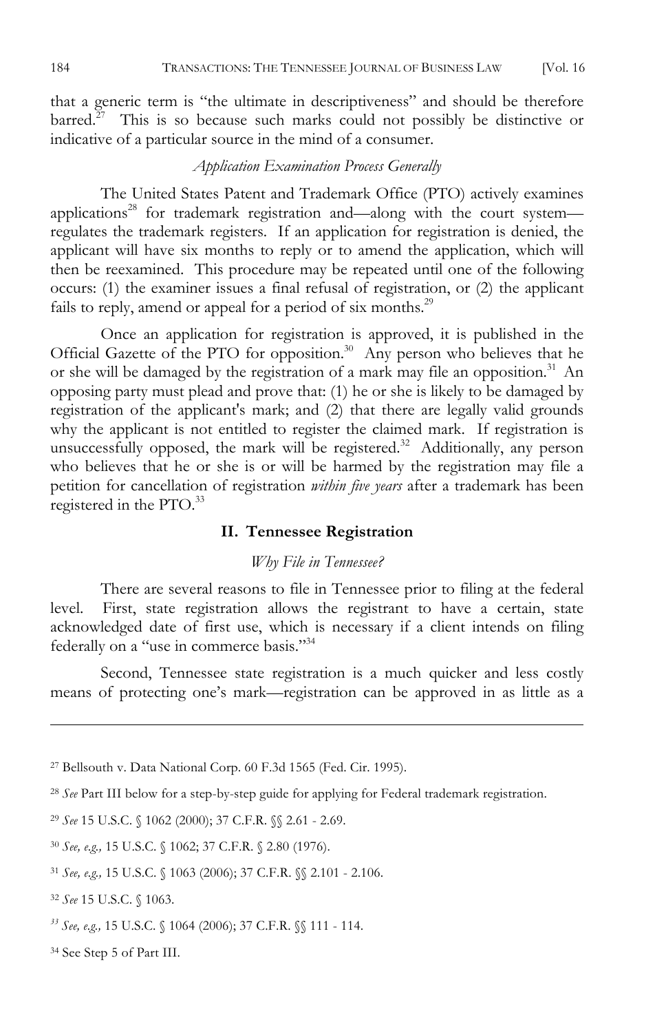that a generic term is "the ultimate in descriptiveness" and should be therefore barred.[27] This is so because such marks could not possibly be distinctive or indicative of a particular source in the mind of a consumer.

*Application Examination Process Generally*

The United States Patent and Trademark Office (PTO) actively examines applications[28] for trademark registration and—along with the court system—regulates the trademark registers. If an application for registration is denied, the applicant will have six months to reply or to amend the application, which will then be reexamined. This procedure may be repeated until one of the following occurs: (1) the examiner issues a final refusal of registration, or (2) the applicant fails to reply, amend or appeal for a period of six months.[29]

Once an application for registration is approved, it is published in the Official Gazette of the PTO for opposition.[30] Any person who believes that he or she will be damaged by the registration of a mark may file an opposition.[31] An opposing party must plead and prove that: (1) he or she is likely to be damaged by registration of the applicant's mark; and (2) that there are legally valid grounds why the applicant is not entitled to register the claimed mark. If registration is unsuccessfully opposed, the mark will be registered.[32] Additionally, any person who believes that he or she is or will be harmed by the registration may file a petition for cancellation of registration *within five years* after a trademark has been registered in the PTO.[33]

## II. Tennessee Registration

*Why File in Tennessee?*

There are several reasons to file in Tennessee prior to filing at the federal level. First, state registration allows the registrant to have a certain, state acknowledged date of first use, which is necessary if a client intends on filing federally on a "use in commerce basis."[34]

Second, Tennessee state registration is a much quicker and less costly means of protecting one's mark—registration can be approved in as little as a

---

[27] Bellsouth v. Data National Corp. 60 F.3d 1565 (Fed. Cir. 1995).

[28] *See* Part III below for a step-by-step guide for applying for Federal trademark registration.

[29] *See* 15 U.S.C. § 1062 (2000); 37 C.F.R. §§ 2.61 - 2.69.

[30] *See, e.g.,* 15 U.S.C. § 1062; 37 C.F.R. § 2.80 (1976).

[31] *See, e.g.,* 15 U.S.C. § 1063 (2006); 37 C.F.R. §§ 2.101 - 2.106.

[32] *See* 15 U.S.C. § 1063.

[33] *See, e.g.,* 15 U.S.C. § 1064 (2006); 37 C.F.R. §§ 111 - 114.

[34] See Step 5 of Part III.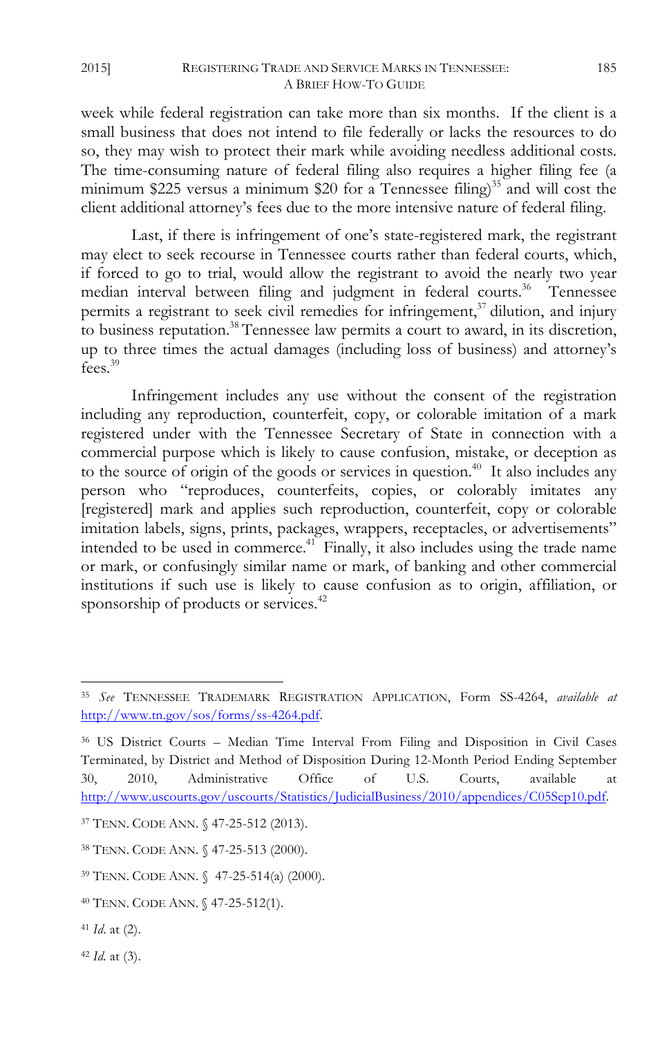week while federal registration can take more than six months. If the client is a small business that does not intend to file federally or lacks the resources to do so, they may wish to protect their mark while avoiding needless additional costs. The time-consuming nature of federal filing also requires a higher filing fee (a minimum $225 versus a minimum $20 for a Tennessee filing)[35] and will cost the client additional attorney's fees due to the more intensive nature of federal filing.

Last, if there is infringement of one's state-registered mark, the registrant may elect to seek recourse in Tennessee courts rather than federal courts, which, if forced to go to trial, would allow the registrant to avoid the nearly two year median interval between filing and judgment in federal courts.[36] Tennessee permits a registrant to seek civil remedies for infringement,[37] dilution, and injury to business reputation.[38] Tennessee law permits a court to award, in its discretion, up to three times the actual damages (including loss of business) and attorney's fees.[39]

Infringement includes any use without the consent of the registration including any reproduction, counterfeit, copy, or colorable imitation of a mark registered under with the Tennessee Secretary of State in connection with a commercial purpose which is likely to cause confusion, mistake, or deception as to the source of origin of the goods or services in question.[40] It also includes any person who "reproduces, counterfeits, copies, or colorably imitates any [registered] mark and applies such reproduction, counterfeit, copy or colorable imitation labels, signs, prints, packages, wrappers, receptacles, or advertisements" intended to be used in commerce.[41] Finally, it also includes using the trade name or mark, or confusingly similar name or mark, of banking and other commercial institutions if such use is likely to cause confusion as to origin, affiliation, or sponsorship of products or services.[42]

---

[35] *See* TENNESSEE TRADEMARK REGISTRATION APPLICATION, Form SS-4264, *available at* http://www.tn.gov/sos/forms/ss-4264.pdf.

[36] US District Courts – Median Time Interval From Filing and Disposition in Civil Cases Terminated, by District and Method of Disposition During 12-Month Period Ending September 30, 2010, Administrative Office of U.S. Courts, available at http://www.uscourts.gov/uscourts/Statistics/JudicialBusiness/2010/appendices/C05Sep10.pdf.

[37] TENN. CODE ANN. § 47-25-512 (2013).

[38] TENN. CODE ANN. § 47-25-513 (2000).

[39] TENN. CODE ANN. § 47-25-514(a) (2000).

[40] TENN. CODE ANN. § 47-25-512(1).

[41] *Id.* at (2).

[42] *Id.* at (3).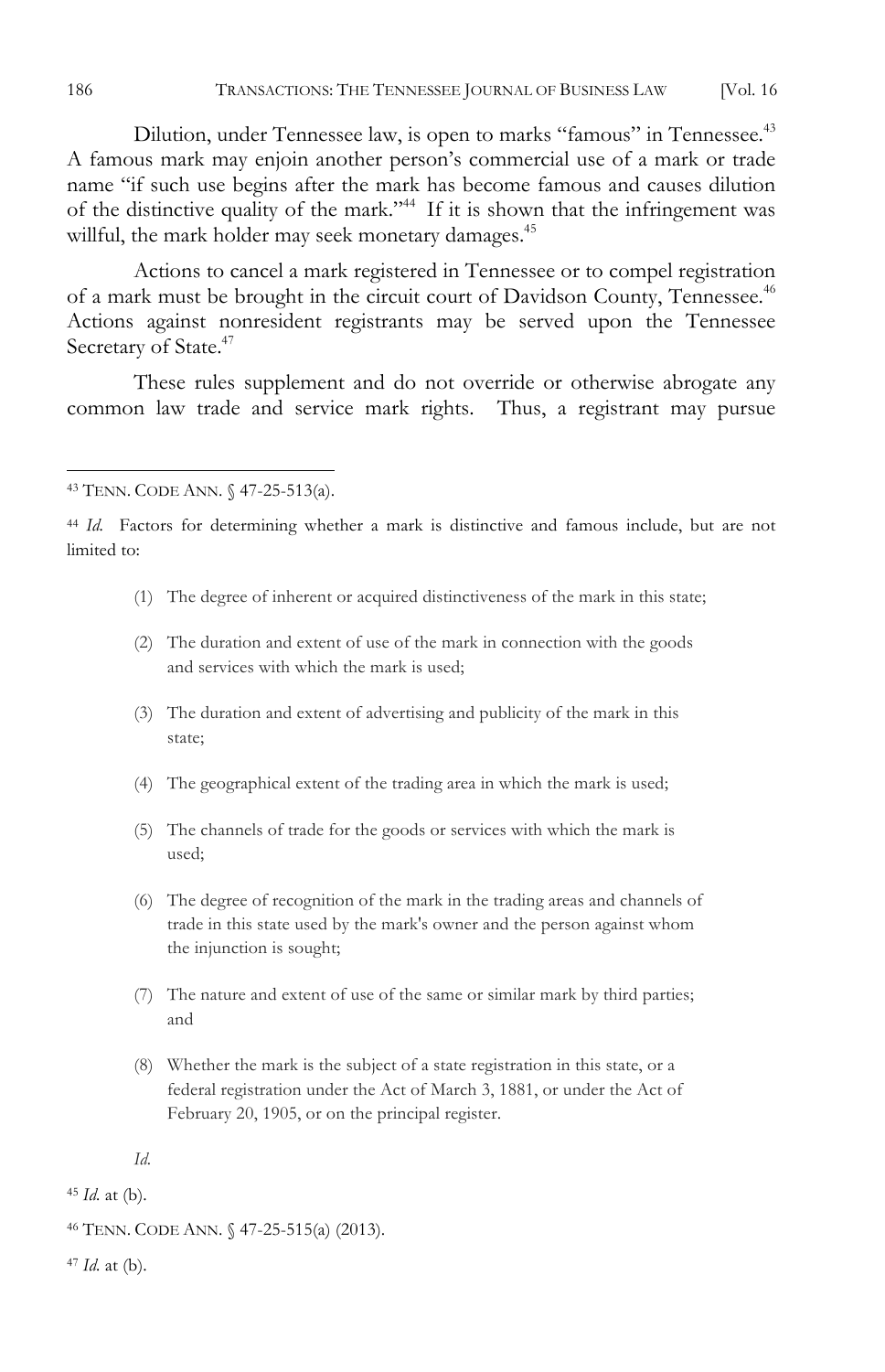Dilution, under Tennessee law, is open to marks "famous" in Tennessee.[43] A famous mark may enjoin another person's commercial use of a mark or trade name "if such use begins after the mark has become famous and causes dilution of the distinctive quality of the mark."[44] If it is shown that the infringement was willful, the mark holder may seek monetary damages.[45]

Actions to cancel a mark registered in Tennessee or to compel registration of a mark must be brought in the circuit court of Davidson County, Tennessee.[46] Actions against nonresident registrants may be served upon the Tennessee Secretary of State.[47]

These rules supplement and do not override or otherwise abrogate any common law trade and service mark rights. Thus, a registrant may pursue

---

[43] TENN. CODE ANN. § 47-25-513(a).

[44] *Id.* Factors for determining whether a mark is distinctive and famous include, but are not limited to:

> (1) The degree of inherent or acquired distinctiveness of the mark in this state;
>
> (2) The duration and extent of use of the mark in connection with the goods and services with which the mark is used;
>
> (3) The duration and extent of advertising and publicity of the mark in this state;
>
> (4) The geographical extent of the trading area in which the mark is used;
>
> (5) The channels of trade for the goods or services with which the mark is used;
>
> (6) The degree of recognition of the mark in the trading areas and channels of trade in this state used by the mark's owner and the person against whom the injunction is sought;
>
> (7) The nature and extent of use of the same or similar mark by third parties; and
>
> (8) Whether the mark is the subject of a state registration in this state, or a federal registration under the Act of March 3, 1881, or under the Act of February 20, 1905, or on the principal register.

*Id.*

[45] *Id.* at (b).

[46] TENN. CODE ANN. § 47-25-515(a) (2013).

[47] *Id.* at (b).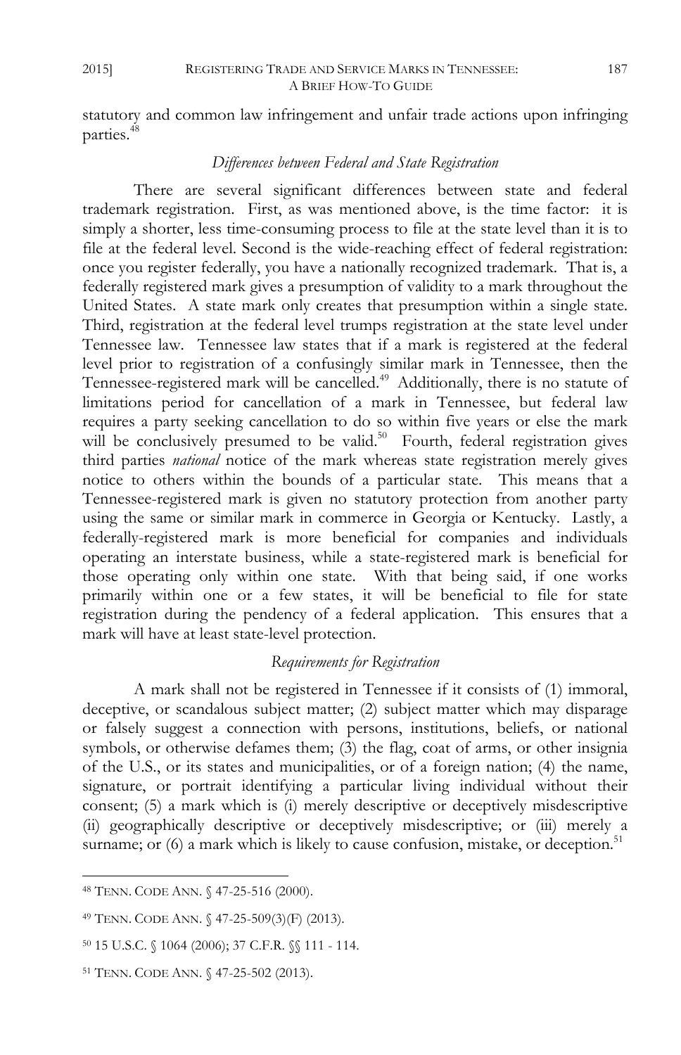statutory and common law infringement and unfair trade actions upon infringing parties.[48]

### *Differences between Federal and State Registration*

There are several significant differences between state and federal trademark registration. First, as was mentioned above, is the time factor: it is simply a shorter, less time-consuming process to file at the state level than it is to file at the federal level. Second is the wide-reaching effect of federal registration: once you register federally, you have a nationally recognized trademark. That is, a federally registered mark gives a presumption of validity to a mark throughout the United States. A state mark only creates that presumption within a single state. Third, registration at the federal level trumps registration at the state level under Tennessee law. Tennessee law states that if a mark is registered at the federal level prior to registration of a confusingly similar mark in Tennessee, then the Tennessee-registered mark will be cancelled.[49] Additionally, there is no statute of limitations period for cancellation of a mark in Tennessee, but federal law requires a party seeking cancellation to do so within five years or else the mark will be conclusively presumed to be valid.[50] Fourth, federal registration gives third parties *national* notice of the mark whereas state registration merely gives notice to others within the bounds of a particular state. This means that a Tennessee-registered mark is given no statutory protection from another party using the same or similar mark in commerce in Georgia or Kentucky. Lastly, a federally-registered mark is more beneficial for companies and individuals operating an interstate business, while a state-registered mark is beneficial for those operating only within one state. With that being said, if one works primarily within one or a few states, it will be beneficial to file for state registration during the pendency of a federal application. This ensures that a mark will have at least state-level protection.

### *Requirements for Registration*

A mark shall not be registered in Tennessee if it consists of (1) immoral, deceptive, or scandalous subject matter; (2) subject matter which may disparage or falsely suggest a connection with persons, institutions, beliefs, or national symbols, or otherwise defames them; (3) the flag, coat of arms, or other insignia of the U.S., or its states and municipalities, or of a foreign nation; (4) the name, signature, or portrait identifying a particular living individual without their consent; (5) a mark which is (i) merely descriptive or deceptively misdescriptive (ii) geographically descriptive or deceptively misdescriptive; or (iii) merely a surname; or (6) a mark which is likely to cause confusion, mistake, or deception.[51]

---

[48] TENN. CODE ANN. § 47-25-516 (2000).

[49] TENN. CODE ANN. § 47-25-509(3)(F) (2013).

[50] 15 U.S.C. § 1064 (2006); 37 C.F.R. §§ 111 - 114.

[51] TENN. CODE ANN. § 47-25-502 (2013).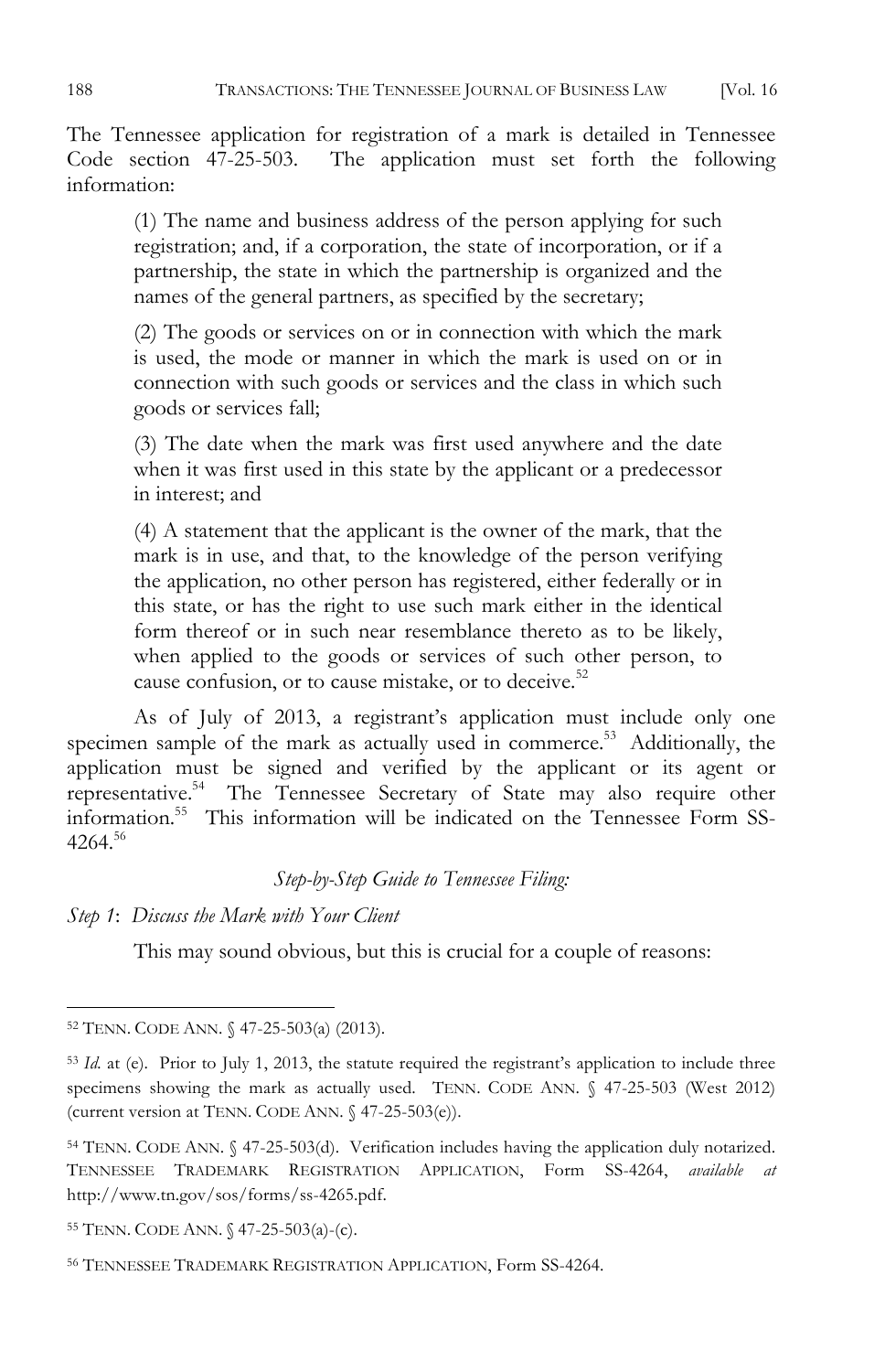The Tennessee application for registration of a mark is detailed in Tennessee Code section 47-25-503. The application must set forth the following information:

> (1) The name and business address of the person applying for such registration; and, if a corporation, the state of incorporation, or if a partnership, the state in which the partnership is organized and the names of the general partners, as specified by the secretary;
>
> (2) The goods or services on or in connection with which the mark is used, the mode or manner in which the mark is used on or in connection with such goods or services and the class in which such goods or services fall;
>
> (3) The date when the mark was first used anywhere and the date when it was first used in this state by the applicant or a predecessor in interest; and
>
> (4) A statement that the applicant is the owner of the mark, that the mark is in use, and that, to the knowledge of the person verifying the application, no other person has registered, either federally or in this state, or has the right to use such mark either in the identical form thereof or in such near resemblance thereto as to be likely, when applied to the goods or services of such other person, to cause confusion, or to cause mistake, or to deceive.[52]

As of July of 2013, a registrant's application must include only one specimen sample of the mark as actually used in commerce.[53] Additionally, the application must be signed and verified by the applicant or its agent or representative.[54] The Tennessee Secretary of State may also require other information.[55] This information will be indicated on the Tennessee Form SS-4264.[56]

*Step-by-Step Guide to Tennessee Filing:*

*Step 1*: *Discuss the Mark with Your Client*

This may sound obvious, but this is crucial for a couple of reasons:

---

[52] TENN. CODE ANN. § 47-25-503(a) (2013).

[53] *Id.* at (e). Prior to July 1, 2013, the statute required the registrant's application to include three specimens showing the mark as actually used. TENN. CODE ANN. § 47-25-503 (West 2012) (current version at TENN. CODE ANN. § 47-25-503(e)).

[54] TENN. CODE ANN. § 47-25-503(d). Verification includes having the application duly notarized. TENNESSEE TRADEMARK REGISTRATION APPLICATION, Form SS-4264, *available at* http://www.tn.gov/sos/forms/ss-4265.pdf.

[55] TENN. CODE ANN. § 47-25-503(a)-(c).

[56] TENNESSEE TRADEMARK REGISTRATION APPLICATION, Form SS-4264.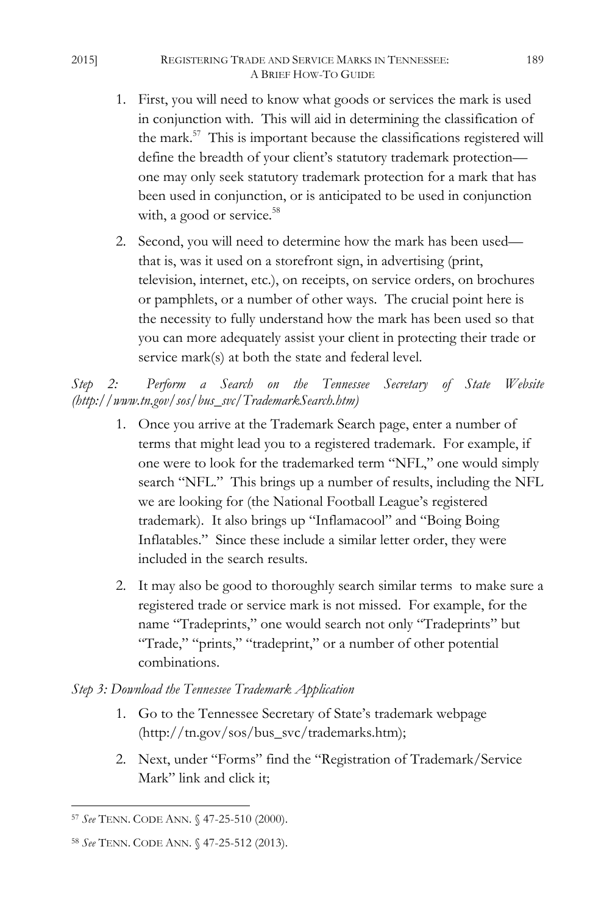1. First, you will need to know what goods or services the mark is used in conjunction with. This will aid in determining the classification of the mark.[57] This is important because the classifications registered will define the breadth of your client's statutory trademark protection—one may only seek statutory trademark protection for a mark that has been used in conjunction, or is anticipated to be used in conjunction with, a good or service.[58]

2. Second, you will need to determine how the mark has been used—that is, was it used on a storefront sign, in advertising (print, television, internet, etc.), on receipts, on service orders, on brochures or pamphlets, or a number of other ways. The crucial point here is the necessity to fully understand how the mark has been used so that you can more adequately assist your client in protecting their trade or service mark(s) at both the state and federal level.

*Step 2: Perform a Search on the Tennessee Secretary of State Website (http://www.tn.gov/sos/bus_svc/TrademarkSearch.htm)*

1. Once you arrive at the Trademark Search page, enter a number of terms that might lead you to a registered trademark. For example, if one were to look for the trademarked term "NFL," one would simply search "NFL." This brings up a number of results, including the NFL we are looking for (the National Football League's registered trademark). It also brings up "Inflamacool" and "Boing Boing Inflatables." Since these include a similar letter order, they were included in the search results.

2. It may also be good to thoroughly search similar terms to make sure a registered trade or service mark is not missed. For example, for the name "Tradeprints," one would search not only "Tradeprints" but "Trade," "prints," "tradeprint," or a number of other potential combinations.

*Step 3: Download the Tennessee Trademark Application*

1. Go to the Tennessee Secretary of State's trademark webpage (http://tn.gov/sos/bus_svc/trademarks.htm);

2. Next, under "Forms" find the "Registration of Trademark/Service Mark" link and click it;

---

[57] *See* TENN. CODE ANN. § 47-25-510 (2000).

[58] *See* TENN. CODE ANN. § 47-25-512 (2013).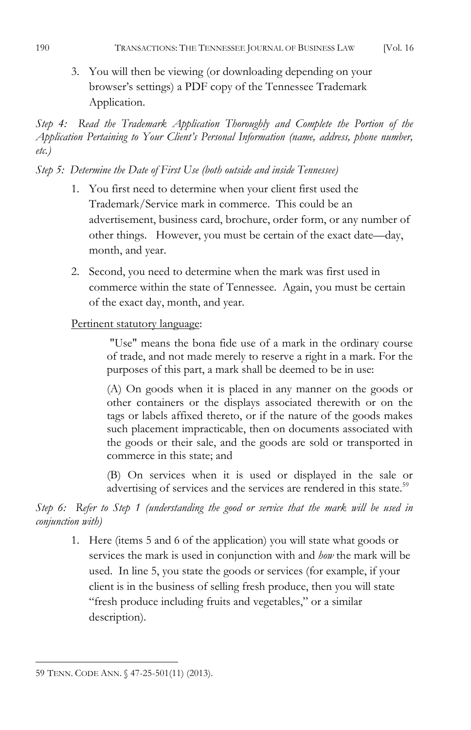3. You will then be viewing (or downloading depending on your browser's settings) a PDF copy of the Tennessee Trademark Application.

*Step 4: Read the Trademark Application Thoroughly and Complete the Portion of the Application Pertaining to Your Client's Personal Information (name, address, phone number, etc.)*

*Step 5: Determine the Date of First Use (both outside and inside Tennessee)*

1. You first need to determine when your client first used the Trademark/Service mark in commerce. This could be an advertisement, business card, brochure, order form, or any number of other things. However, you must be certain of the exact date—day, month, and year.
2. Second, you need to determine when the mark was first used in commerce within the state of Tennessee. Again, you must be certain of the exact day, month, and year.

<u>Pertinent statutory language</u>:

> "Use" means the bona fide use of a mark in the ordinary course of trade, and not made merely to reserve a right in a mark. For the purposes of this part, a mark shall be deemed to be in use:
>
> (A) On goods when it is placed in any manner on the goods or other containers or the displays associated therewith or on the tags or labels affixed thereto, or if the nature of the goods makes such placement impracticable, then on documents associated with the goods or their sale, and the goods are sold or transported in commerce in this state; and
>
> (B) On services when it is used or displayed in the sale or advertising of services and the services are rendered in this state.[59]

*Step 6: Refer to Step 1 (understanding the good or service that the mark will be used in conjunction with)*

1. Here (items 5 and 6 of the application) you will state what goods or services the mark is used in conjunction with and *how* the mark will be used. In line 5, you state the goods or services (for example, if your client is in the business of selling fresh produce, then you will state "fresh produce including fruits and vegetables," or a similar description).

---

59 TENN. CODE ANN. § 47-25-501(11) (2013).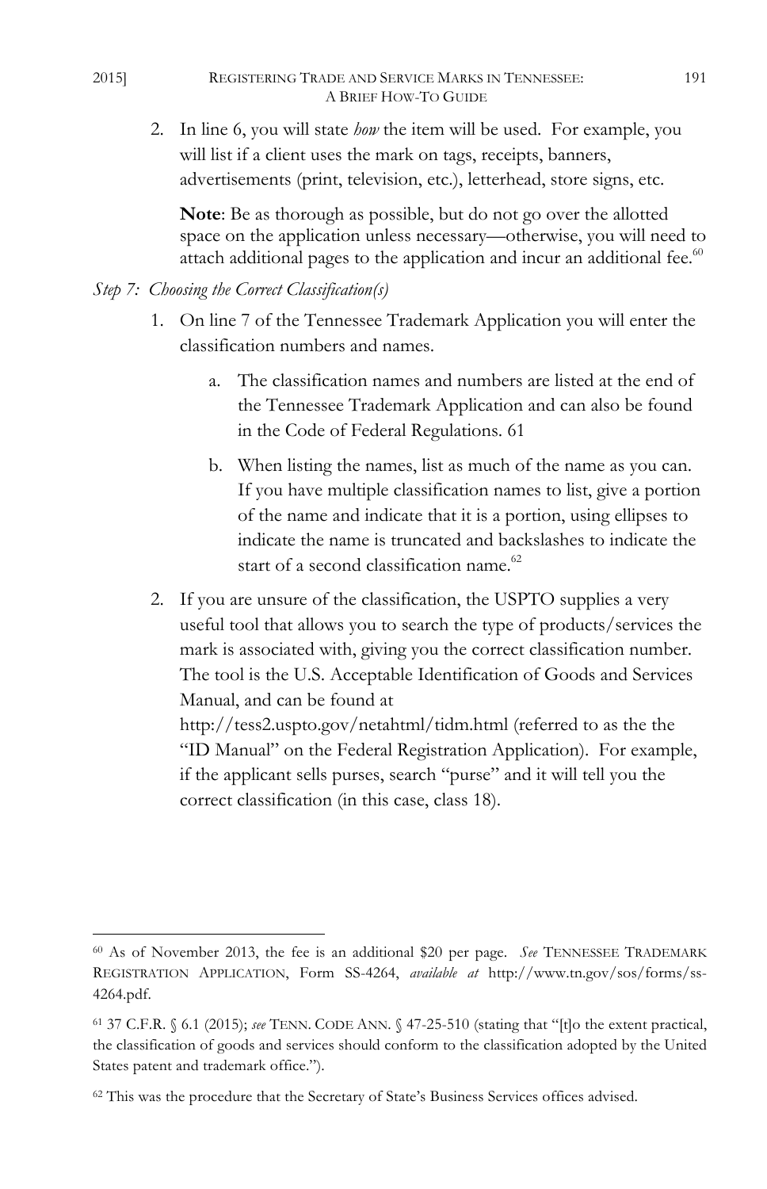2. In line 6, you will state *how* the item will be used. For example, you will list if a client uses the mark on tags, receipts, banners, advertisements (print, television, etc.), letterhead, store signs, etc.

   **Note**: Be as thorough as possible, but do not go over the allotted space on the application unless necessary—otherwise, you will need to attach additional pages to the application and incur an additional fee.[60]

*Step 7: Choosing the Correct Classification(s)*

1. On line 7 of the Tennessee Trademark Application you will enter the classification numbers and names.

   a. The classification names and numbers are listed at the end of the Tennessee Trademark Application and can also be found in the Code of Federal Regulations. 61

   b. When listing the names, list as much of the name as you can. If you have multiple classification names to list, give a portion of the name and indicate that it is a portion, using ellipses to indicate the name is truncated and backslashes to indicate the start of a second classification name.[62]

2. If you are unsure of the classification, the USPTO supplies a very useful tool that allows you to search the type of products/services the mark is associated with, giving you the correct classification number. The tool is the U.S. Acceptable Identification of Goods and Services Manual, and can be found at http://tess2.uspto.gov/netahtml/tidm.html (referred to as the the "ID Manual" on the Federal Registration Application). For example, if the applicant sells purses, search "purse" and it will tell you the correct classification (in this case, class 18).

---

[60] As of November 2013, the fee is an additional $20 per page. *See* TENNESSEE TRADEMARK REGISTRATION APPLICATION, Form SS-4264, *available at* http://www.tn.gov/sos/forms/ss-4264.pdf.

[61] 37 C.F.R. § 6.1 (2015); *see* TENN. CODE ANN. § 47-25-510 (stating that "[t]o the extent practical, the classification of goods and services should conform to the classification adopted by the United States patent and trademark office.").

[62] This was the procedure that the Secretary of State's Business Services offices advised.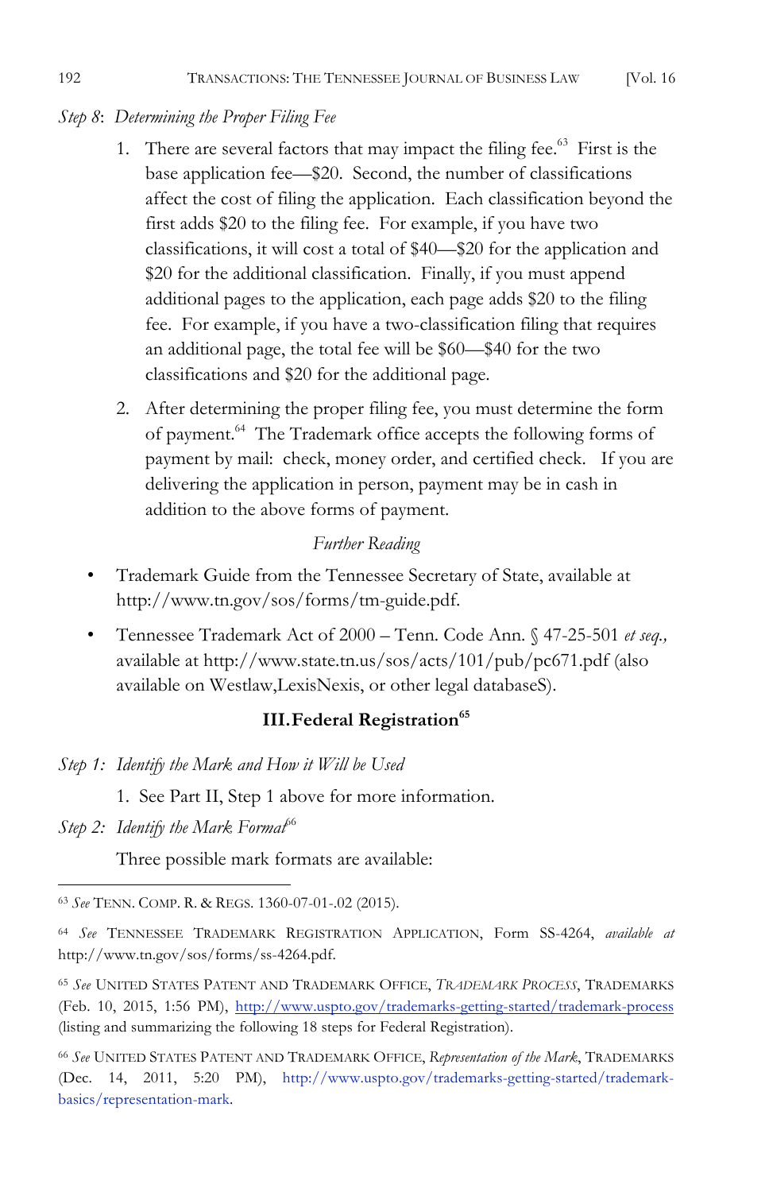*Step 8*: *Determining the Proper Filing Fee*

1. There are several factors that may impact the filing fee.[63] First is the base application fee—$20. Second, the number of classifications affect the cost of filing the application. Each classification beyond the first adds $20 to the filing fee. For example, if you have two classifications, it will cost a total of $40—$20 for the application and $20 for the additional classification. Finally, if you must append additional pages to the application, each page adds $20 to the filing fee. For example, if you have a two-classification filing that requires an additional page, the total fee will be $60—$40 for the two classifications and $20 for the additional page.

2. After determining the proper filing fee, you must determine the form of payment.[64] The Trademark office accepts the following forms of payment by mail: check, money order, and certified check. If you are delivering the application in person, payment may be in cash in addition to the above forms of payment.

*Further Reading*

- Trademark Guide from the Tennessee Secretary of State, available at http://www.tn.gov/sos/forms/tm-guide.pdf.
- Tennessee Trademark Act of 2000 – Tenn. Code Ann. § 47-25-501 *et seq.,* available at http://www.state.tn.us/sos/acts/101/pub/pc671.pdf (also available on Westlaw,LexisNexis, or other legal databaseS).

## III. Federal Registration[65]

*Step 1: Identify the Mark and How it Will be Used*

1. See Part II, Step 1 above for more information.

*Step 2: Identify the Mark Format*[66]

Three possible mark formats are available:

---

[63] *See* TENN. COMP. R. & REGS. 1360-07-01-.02 (2015).

[64] *See* TENNESSEE TRADEMARK REGISTRATION APPLICATION, Form SS-4264, *available at* http://www.tn.gov/sos/forms/ss-4264.pdf.

[65] *See* UNITED STATES PATENT AND TRADEMARK OFFICE, *TRADEMARK PROCESS*, TRADEMARKS (Feb. 10, 2015, 1:56 PM), http://www.uspto.gov/trademarks-getting-started/trademark-process (listing and summarizing the following 18 steps for Federal Registration).

[66] *See* UNITED STATES PATENT AND TRADEMARK OFFICE, *Representation of the Mark*, TRADEMARKS (Dec. 14, 2011, 5:20 PM), http://www.uspto.gov/trademarks-getting-started/trademark-basics/representation-mark.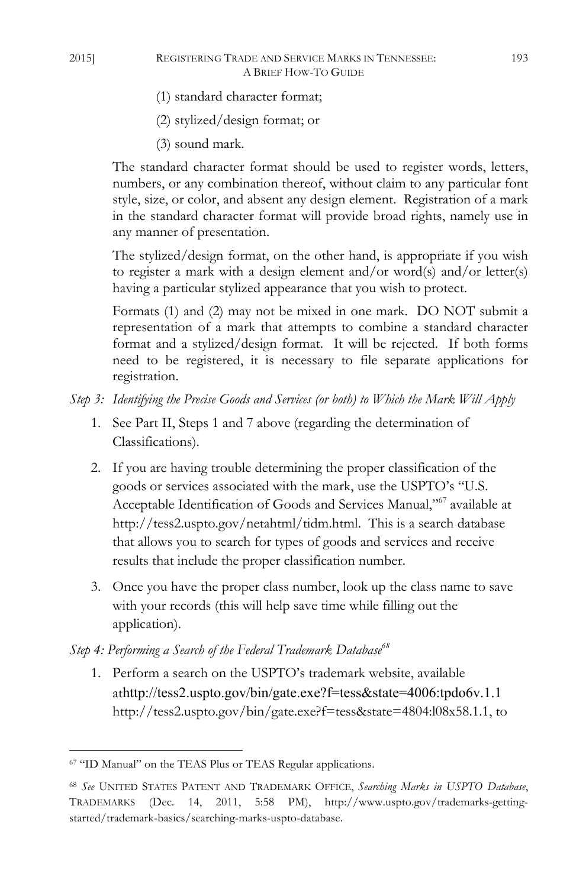(1) standard character format;

(2) stylized/design format; or

(3) sound mark.

The standard character format should be used to register words, letters, numbers, or any combination thereof, without claim to any particular font style, size, or color, and absent any design element. Registration of a mark in the standard character format will provide broad rights, namely use in any manner of presentation.

The stylized/design format, on the other hand, is appropriate if you wish to register a mark with a design element and/or word(s) and/or letter(s) having a particular stylized appearance that you wish to protect.

Formats (1) and (2) may not be mixed in one mark. DO NOT submit a representation of a mark that attempts to combine a standard character format and a stylized/design format. It will be rejected. If both forms need to be registered, it is necessary to file separate applications for registration.

*Step 3: Identifying the Precise Goods and Services (or both) to Which the Mark Will Apply*

1. See Part II, Steps 1 and 7 above (regarding the determination of Classifications).

2. If you are having trouble determining the proper classification of the goods or services associated with the mark, use the USPTO's "U.S. Acceptable Identification of Goods and Services Manual,"[67] available at http://tess2.uspto.gov/netahtml/tidm.html. This is a search database that allows you to search for types of goods and services and receive results that include the proper classification number.

3. Once you have the proper class number, look up the class name to save with your records (this will help save time while filling out the application).

*Step 4: Performing a Search of the Federal Trademark Database*[68]

1. Perform a search on the USPTO's trademark website, available athttp://tess2.uspto.gov/bin/gate.exe?f=tess&state=4006:tpdo6v.1.1 http://tess2.uspto.gov/bin/gate.exe?f=tess&state=4804:l08x58.1.1, to

---

[67] "ID Manual" on the TEAS Plus or TEAS Regular applications.

[68] *See* UNITED STATES PATENT AND TRADEMARK OFFICE, *Searching Marks in USPTO Database*, TRADEMARKS (Dec. 14, 2011, 5:58 PM), http://www.uspto.gov/trademarks-getting-started/trademark-basics/searching-marks-uspto-database.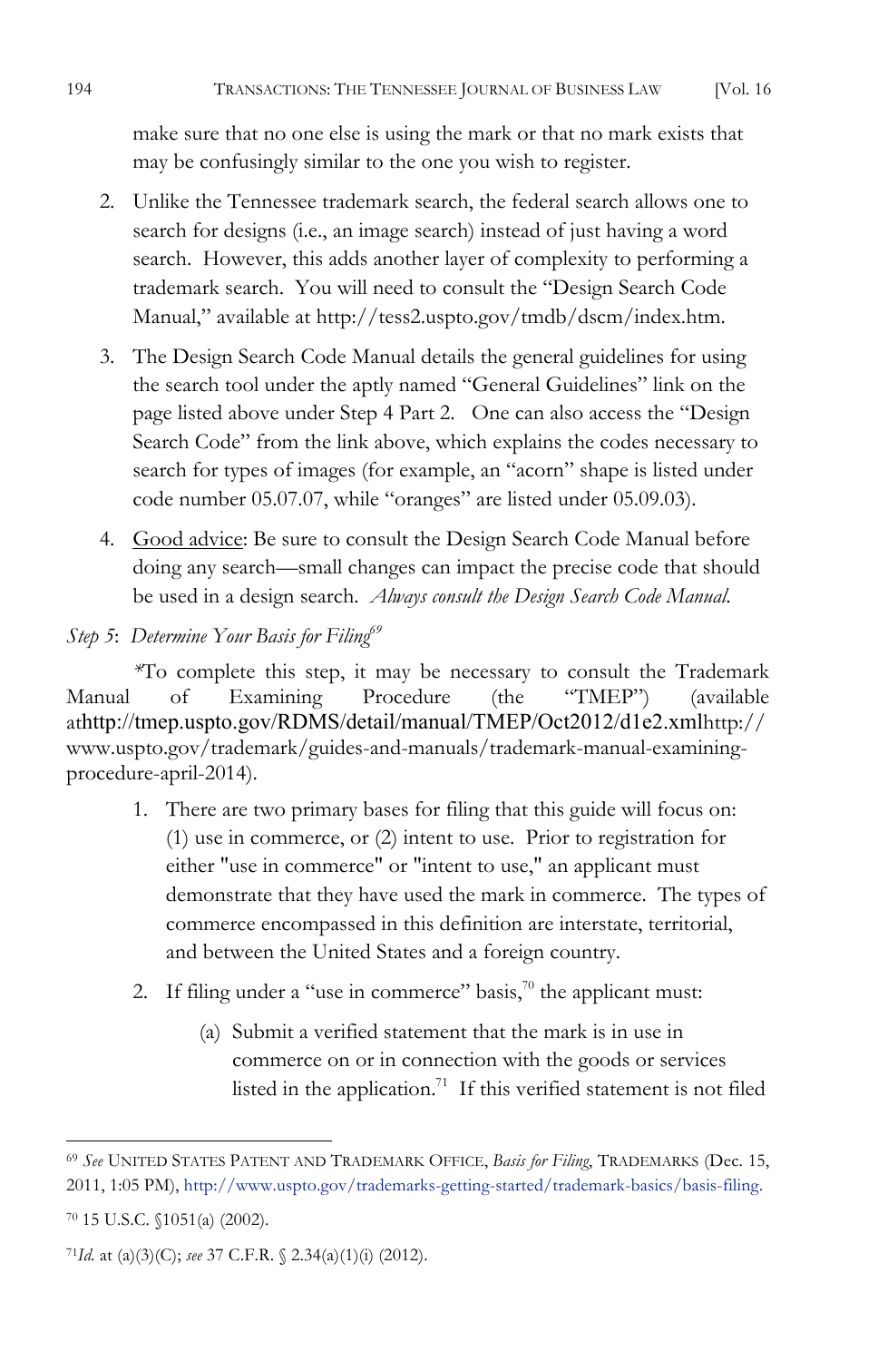make sure that no one else is using the mark or that no mark exists that may be confusingly similar to the one you wish to register.

2. Unlike the Tennessee trademark search, the federal search allows one to search for designs (i.e., an image search) instead of just having a word search. However, this adds another layer of complexity to performing a trademark search. You will need to consult the "Design Search Code Manual," available at http://tess2.uspto.gov/tmdb/dscm/index.htm.

3. The Design Search Code Manual details the general guidelines for using the search tool under the aptly named "General Guidelines" link on the page listed above under Step 4 Part 2. One can also access the "Design Search Code" from the link above, which explains the codes necessary to search for types of images (for example, an "acorn" shape is listed under code number 05.07.07, while "oranges" are listed under 05.09.03).

4. <u>Good advice</u>: Be sure to consult the Design Search Code Manual before doing any search—small changes can impact the precise code that should be used in a design search. *Always consult the Design Search Code Manual.*

*Step 5*: *Determine Your Basis for Filing*[69]

*To complete this step, it may be necessary to consult the Trademark Manual of Examining Procedure (the "TMEP") (available athttp://tmep.uspto.gov/RDMS/detail/manual/TMEP/Oct2012/d1e2.xmlhttp://www.uspto.gov/trademark/guides-and-manuals/trademark-manual-examining-procedure-april-2014).

1. There are two primary bases for filing that this guide will focus on: (1) use in commerce, or (2) intent to use. Prior to registration for either "use in commerce" or "intent to use," an applicant must demonstrate that they have used the mark in commerce. The types of commerce encompassed in this definition are interstate, territorial, and between the United States and a foreign country.

2. If filing under a "use in commerce" basis,[70] the applicant must:

   (a) Submit a verified statement that the mark is in use in commerce on or in connection with the goods or services listed in the application.[71] If this verified statement is not filed

---

[69] *See* UNITED STATES PATENT AND TRADEMARK OFFICE, *Basis for Filing*, TRADEMARKS (Dec. 15, 2011, 1:05 PM), http://www.uspto.gov/trademarks-getting-started/trademark-basics/basis-filing.

[70] 15 U.S.C. §1051(a) (2002).

[71] *Id.* at (a)(3)(C); *see* 37 C.F.R. § 2.34(a)(1)(i) (2012).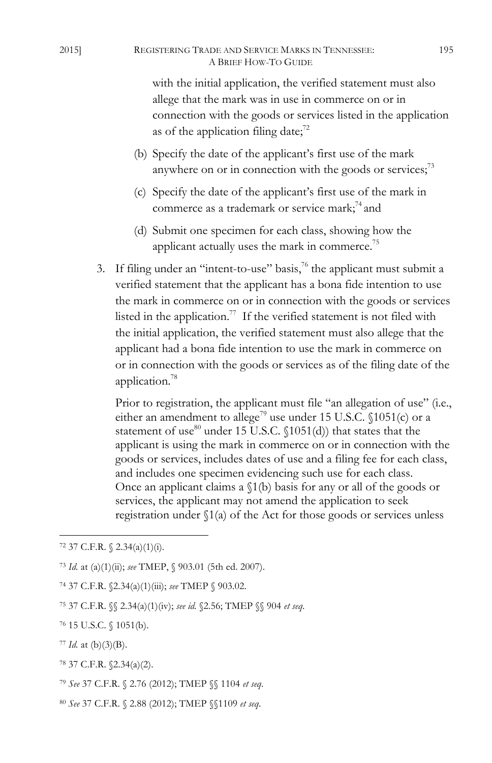with the initial application, the verified statement must also allege that the mark was in use in commerce on or in connection with the goods or services listed in the application as of the application filing date;[72]

(b) Specify the date of the applicant's first use of the mark anywhere on or in connection with the goods or services;[73]

(c) Specify the date of the applicant's first use of the mark in commerce as a trademark or service mark;[74] and

(d) Submit one specimen for each class, showing how the applicant actually uses the mark in commerce.[75]

3. If filing under an "intent-to-use" basis,[76] the applicant must submit a verified statement that the applicant has a bona fide intention to use the mark in commerce on or in connection with the goods or services listed in the application.[77] If the verified statement is not filed with the initial application, the verified statement must also allege that the applicant had a bona fide intention to use the mark in commerce on or in connection with the goods or services as of the filing date of the application.[78]

   Prior to registration, the applicant must file "an allegation of use" (i.e., either an amendment to allege[79] use under 15 U.S.C. §1051(c) or a statement of use[80] under 15 U.S.C. §1051(d)) that states that the applicant is using the mark in commerce on or in connection with the goods or services, includes dates of use and a filing fee for each class, and includes one specimen evidencing such use for each class. Once an applicant claims a §1(b) basis for any or all of the goods or services, the applicant may not amend the application to seek registration under §1(a) of the Act for those goods or services unless

---

[72] 37 C.F.R. § 2.34(a)(1)(i).

[73] *Id.* at (a)(1)(ii); *see* TMEP, § 903.01 (5th ed. 2007).

[74] 37 C.F.R. §2.34(a)(1)(iii); *see* TMEP § 903.02.

[75] 37 C.F.R. §§ 2.34(a)(1)(iv); *see id.* §2.56; TMEP §§ 904 *et seq.*

[76] 15 U.S.C. § 1051(b).

[77] *Id.* at (b)(3)(B).

[78] 37 C.F.R. §2.34(a)(2).

[79] *See* 37 C.F.R. § 2.76 (2012); TMEP §§ 1104 *et seq.*

[80] *See* 37 C.F.R. § 2.88 (2012); TMEP §§1109 *et seq.*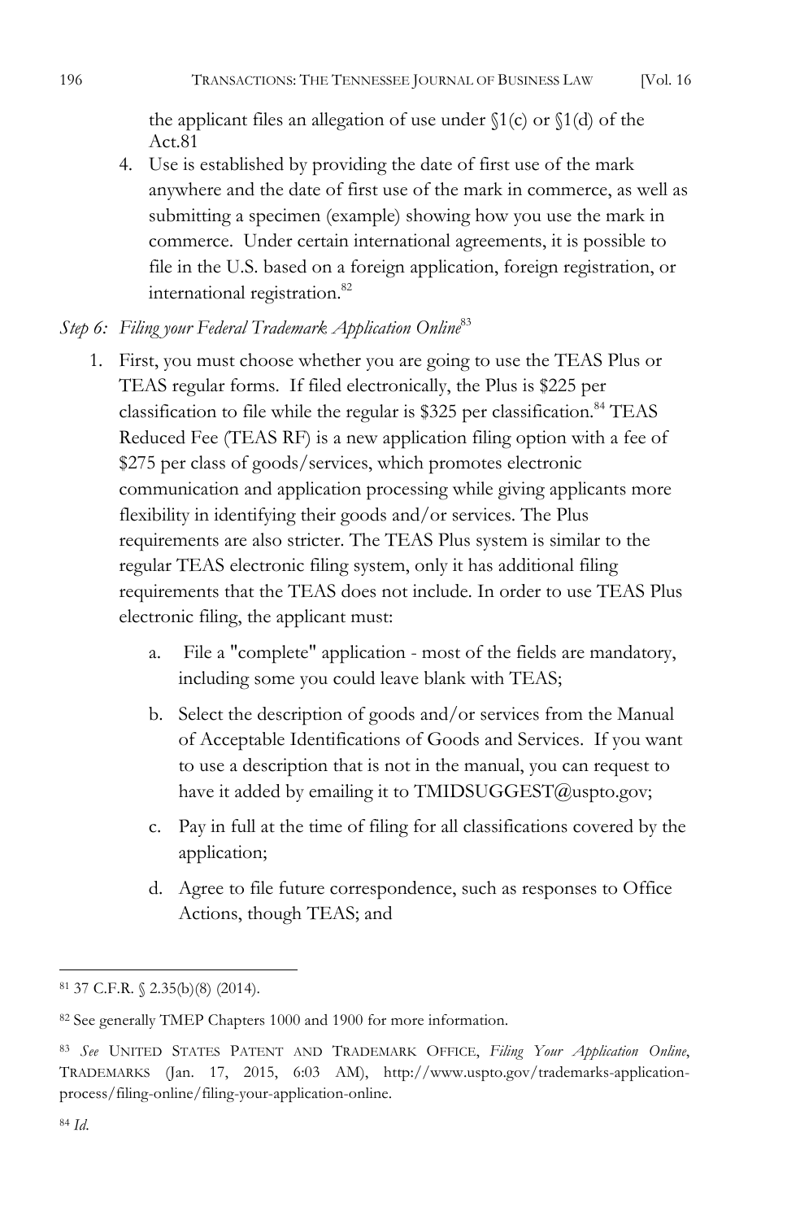the applicant files an allegation of use under §1(c) or §1(d) of the Act.81

4. Use is established by providing the date of first use of the mark anywhere and the date of first use of the mark in commerce, as well as submitting a specimen (example) showing how you use the mark in commerce. Under certain international agreements, it is possible to file in the U.S. based on a foreign application, foreign registration, or international registration.[82]

*Step 6: Filing your Federal Trademark Application Online*[83]

1. First, you must choose whether you are going to use the TEAS Plus or TEAS regular forms. If filed electronically, the Plus is $225 per classification to file while the regular is $325 per classification.[84] TEAS Reduced Fee (TEAS RF) is a new application filing option with a fee of $275 per class of goods/services, which promotes electronic communication and application processing while giving applicants more flexibility in identifying their goods and/or services. The Plus requirements are also stricter. The TEAS Plus system is similar to the regular TEAS electronic filing system, only it has additional filing requirements that the TEAS does not include. In order to use TEAS Plus electronic filing, the applicant must:

    a. File a "complete" application - most of the fields are mandatory, including some you could leave blank with TEAS;

    b. Select the description of goods and/or services from the Manual of Acceptable Identifications of Goods and Services. If you want to use a description that is not in the manual, you can request to have it added by emailing it to TMIDSUGGEST@uspto.gov;

    c. Pay in full at the time of filing for all classifications covered by the application;

    d. Agree to file future correspondence, such as responses to Office Actions, though TEAS; and

---

[81] 37 C.F.R. § 2.35(b)(8) (2014).

[82] See generally TMEP Chapters 1000 and 1900 for more information.

[83] *See* UNITED STATES PATENT AND TRADEMARK OFFICE, *Filing Your Application Online*, TRADEMARKS (Jan. 17, 2015, 6:03 AM), http://www.uspto.gov/trademarks-application-process/filing-online/filing-your-application-online.

[84] *Id.*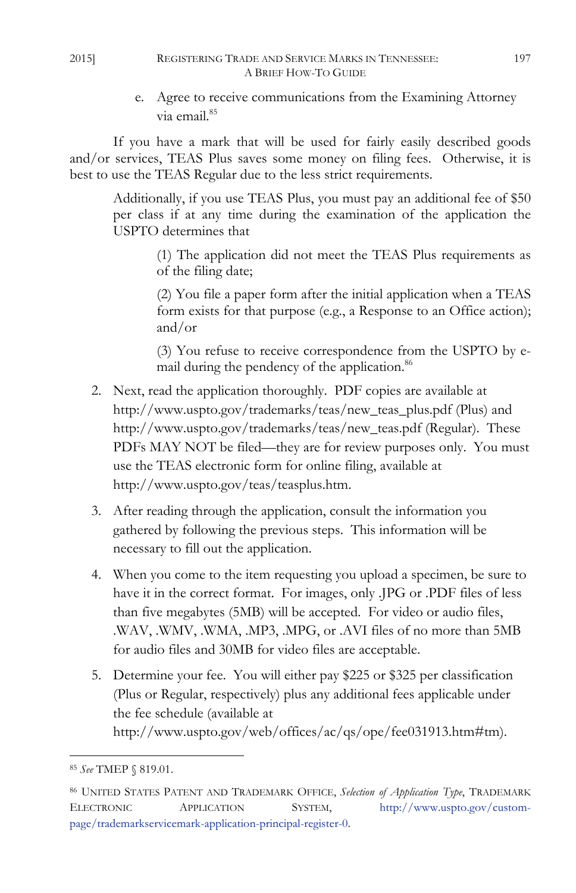e. Agree to receive communications from the Examining Attorney via email.[85]

If you have a mark that will be used for fairly easily described goods and/or services, TEAS Plus saves some money on filing fees. Otherwise, it is best to use the TEAS Regular due to the less strict requirements.

> Additionally, if you use TEAS Plus, you must pay an additional fee of $50 per class if at any time during the examination of the application the USPTO determines that
>
> > (1) The application did not meet the TEAS Plus requirements as of the filing date;
> >
> > (2) You file a paper form after the initial application when a TEAS form exists for that purpose (e.g., a Response to an Office action); and/or
> >
> > (3) You refuse to receive correspondence from the USPTO by e-mail during the pendency of the application.[86]

2. Next, read the application thoroughly. PDF copies are available at http://www.uspto.gov/trademarks/teas/new_teas_plus.pdf (Plus) and http://www.uspto.gov/trademarks/teas/new_teas.pdf (Regular). These PDFs MAY NOT be filed—they are for review purposes only. You must use the TEAS electronic form for online filing, available at http://www.uspto.gov/teas/teasplus.htm.

3. After reading through the application, consult the information you gathered by following the previous steps. This information will be necessary to fill out the application.

4. When you come to the item requesting you upload a specimen, be sure to have it in the correct format. For images, only .JPG or .PDF files of less than five megabytes (5MB) will be accepted. For video or audio files, .WAV, .WMV, .WMA, .MP3, .MPG, or .AVI files of no more than 5MB for audio files and 30MB for video files are acceptable.

5. Determine your fee. You will either pay $225 or $325 per classification (Plus or Regular, respectively) plus any additional fees applicable under the fee schedule (available at http://www.uspto.gov/web/offices/ac/qs/ope/fee031913.htm#tm).

---

[85] *See* TMEP § 819.01.

[86] UNITED STATES PATENT AND TRADEMARK OFFICE, *Selection of Application Type*, TRADEMARK ELECTRONIC APPLICATION SYSTEM, http://www.uspto.gov/custom-page/trademarkservicemark-application-principal-register-0.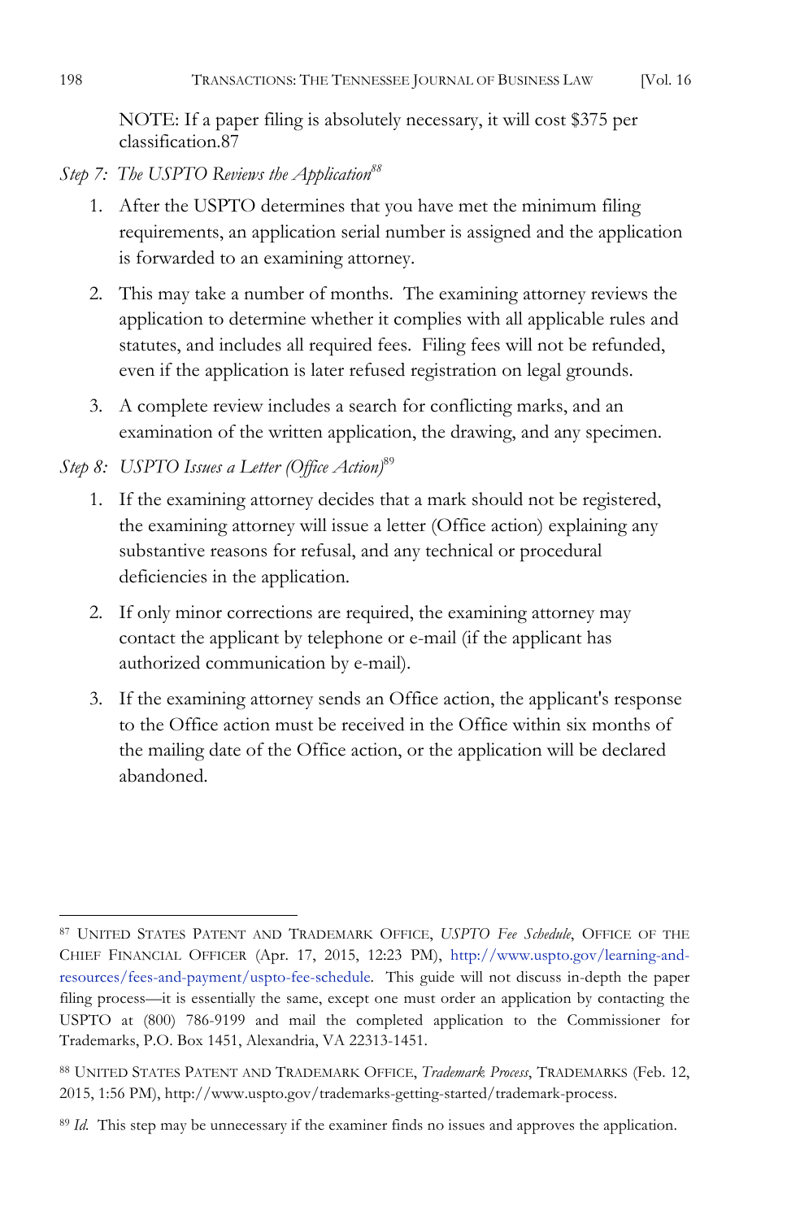NOTE: If a paper filing is absolutely necessary, it will cost $375 per classification.[87]

*Step 7: The USPTO Reviews the Application*[88]

1. After the USPTO determines that you have met the minimum filing requirements, an application serial number is assigned and the application is forwarded to an examining attorney.

2. This may take a number of months. The examining attorney reviews the application to determine whether it complies with all applicable rules and statutes, and includes all required fees. Filing fees will not be refunded, even if the application is later refused registration on legal grounds.

3. A complete review includes a search for conflicting marks, and an examination of the written application, the drawing, and any specimen.

*Step 8: USPTO Issues a Letter (Office Action)*[89]

1. If the examining attorney decides that a mark should not be registered, the examining attorney will issue a letter (Office action) explaining any substantive reasons for refusal, and any technical or procedural deficiencies in the application.

2. If only minor corrections are required, the examining attorney may contact the applicant by telephone or e-mail (if the applicant has authorized communication by e-mail).

3. If the examining attorney sends an Office action, the applicant's response to the Office action must be received in the Office within six months of the mailing date of the Office action, or the application will be declared abandoned.

---

[87] UNITED STATES PATENT AND TRADEMARK OFFICE, *USPTO Fee Schedule*, OFFICE OF THE CHIEF FINANCIAL OFFICER (Apr. 17, 2015, 12:23 PM), http://www.uspto.gov/learning-and-resources/fees-and-payment/uspto-fee-schedule. This guide will not discuss in-depth the paper filing process—it is essentially the same, except one must order an application by contacting the USPTO at (800) 786-9199 and mail the completed application to the Commissioner for Trademarks, P.O. Box 1451, Alexandria, VA 22313-1451.

[88] UNITED STATES PATENT AND TRADEMARK OFFICE, *Trademark Process*, TRADEMARKS (Feb. 12, 2015, 1:56 PM), http://www.uspto.gov/trademarks-getting-started/trademark-process.

[89] *Id.* This step may be unnecessary if the examiner finds no issues and approves the application.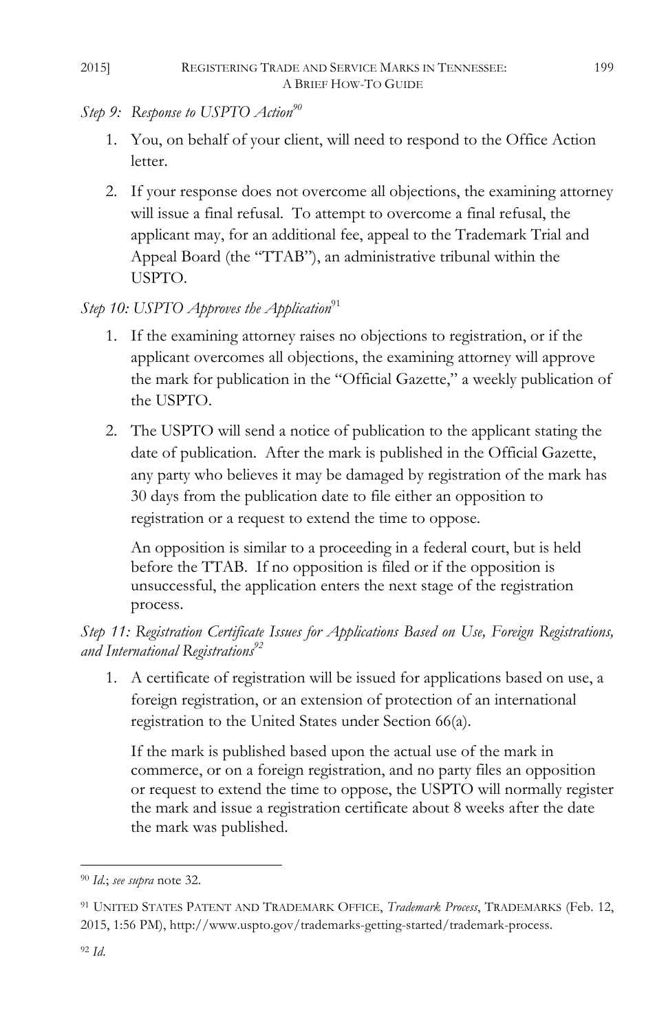*Step 9: Response to USPTO Action*[90]

1. You, on behalf of your client, will need to respond to the Office Action letter.
2. If your response does not overcome all objections, the examining attorney will issue a final refusal. To attempt to overcome a final refusal, the applicant may, for an additional fee, appeal to the Trademark Trial and Appeal Board (the "TTAB"), an administrative tribunal within the USPTO.

*Step 10: USPTO Approves the Application*[91]

1. If the examining attorney raises no objections to registration, or if the applicant overcomes all objections, the examining attorney will approve the mark for publication in the "Official Gazette," a weekly publication of the USPTO.
2. The USPTO will send a notice of publication to the applicant stating the date of publication. After the mark is published in the Official Gazette, any party who believes it may be damaged by registration of the mark has 30 days from the publication date to file either an opposition to registration or a request to extend the time to oppose.

   An opposition is similar to a proceeding in a federal court, but is held before the TTAB. If no opposition is filed or if the opposition is unsuccessful, the application enters the next stage of the registration process.

*Step 11: Registration Certificate Issues for Applications Based on Use, Foreign Registrations, and International Registrations*[92]

1. A certificate of registration will be issued for applications based on use, a foreign registration, or an extension of protection of an international registration to the United States under Section 66(a).

   If the mark is published based upon the actual use of the mark in commerce, or on a foreign registration, and no party files an opposition or request to extend the time to oppose, the USPTO will normally register the mark and issue a registration certificate about 8 weeks after the date the mark was published.

---

[90] *Id.*; *see supra* note 32.

[91] UNITED STATES PATENT AND TRADEMARK OFFICE, *Trademark Process*, TRADEMARKS (Feb. 12, 2015, 1:56 PM), http://www.uspto.gov/trademarks-getting-started/trademark-process.

[92] *Id.*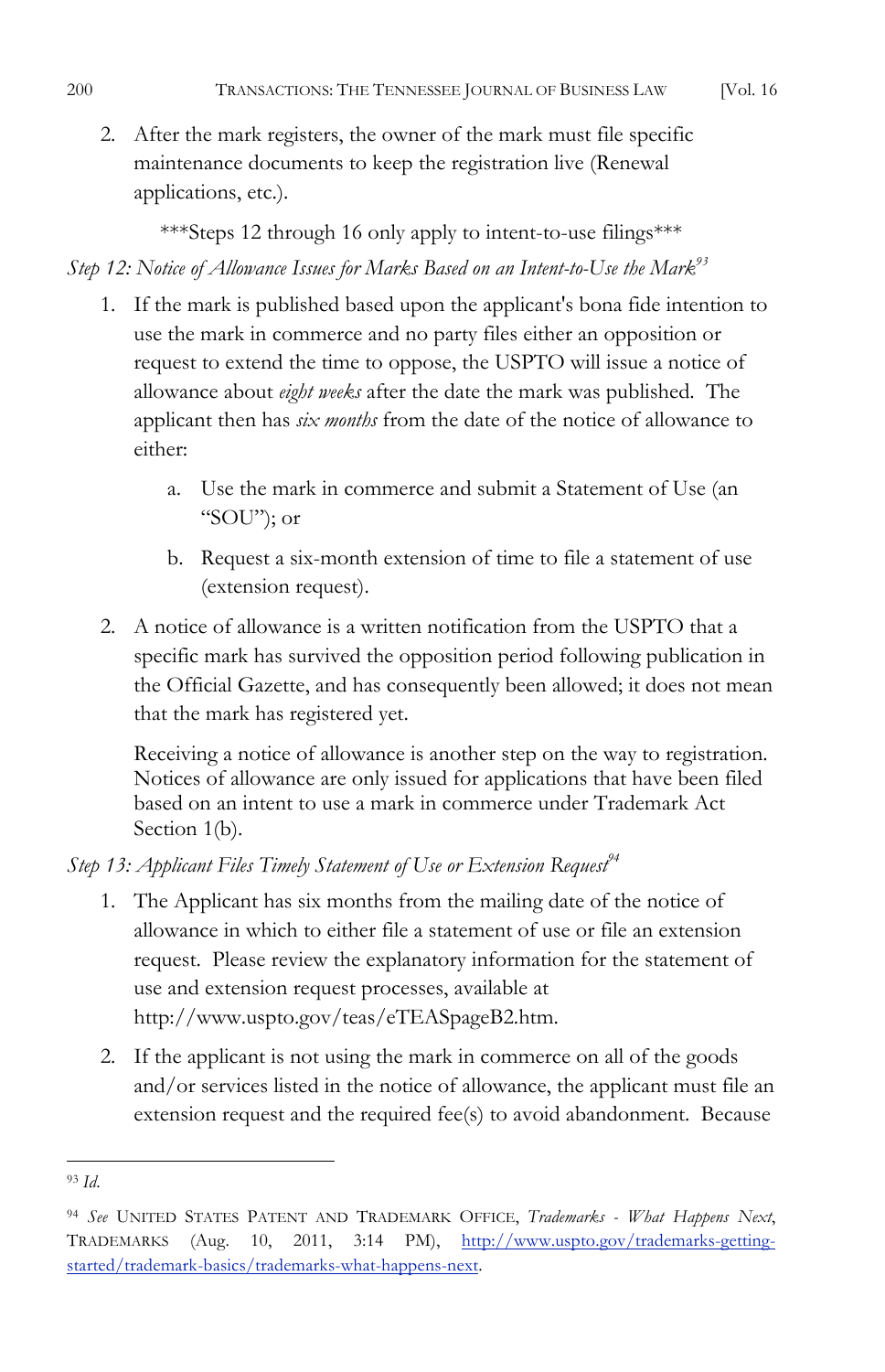2. After the mark registers, the owner of the mark must file specific maintenance documents to keep the registration live (Renewal applications, etc.).

***Steps 12 through 16 only apply to intent-to-use filings***

*Step 12: Notice of Allowance Issues for Marks Based on an Intent-to-Use the Mark*[93]

1. If the mark is published based upon the applicant's bona fide intention to use the mark in commerce and no party files either an opposition or request to extend the time to oppose, the USPTO will issue a notice of allowance about *eight weeks* after the date the mark was published. The applicant then has *six months* from the date of the notice of allowance to either:

    a. Use the mark in commerce and submit a Statement of Use (an "SOU"); or

    b. Request a six-month extension of time to file a statement of use (extension request).

2. A notice of allowance is a written notification from the USPTO that a specific mark has survived the opposition period following publication in the Official Gazette, and has consequently been allowed; it does not mean that the mark has registered yet.

    Receiving a notice of allowance is another step on the way to registration. Notices of allowance are only issued for applications that have been filed based on an intent to use a mark in commerce under Trademark Act Section 1(b).

*Step 13: Applicant Files Timely Statement of Use or Extension Request*[94]

1. The Applicant has six months from the mailing date of the notice of allowance in which to either file a statement of use or file an extension request. Please review the explanatory information for the statement of use and extension request processes, available at http://www.uspto.gov/teas/eTEASpageB2.htm.

2. If the applicant is not using the mark in commerce on all of the goods and/or services listed in the notice of allowance, the applicant must file an extension request and the required fee(s) to avoid abandonment. Because

---

[93] *Id.*

[94] *See* UNITED STATES PATENT AND TRADEMARK OFFICE, *Trademarks - What Happens Next*, TRADEMARKS (Aug. 10, 2011, 3:14 PM), http://www.uspto.gov/trademarks-getting-started/trademark-basics/trademarks-what-happens-next.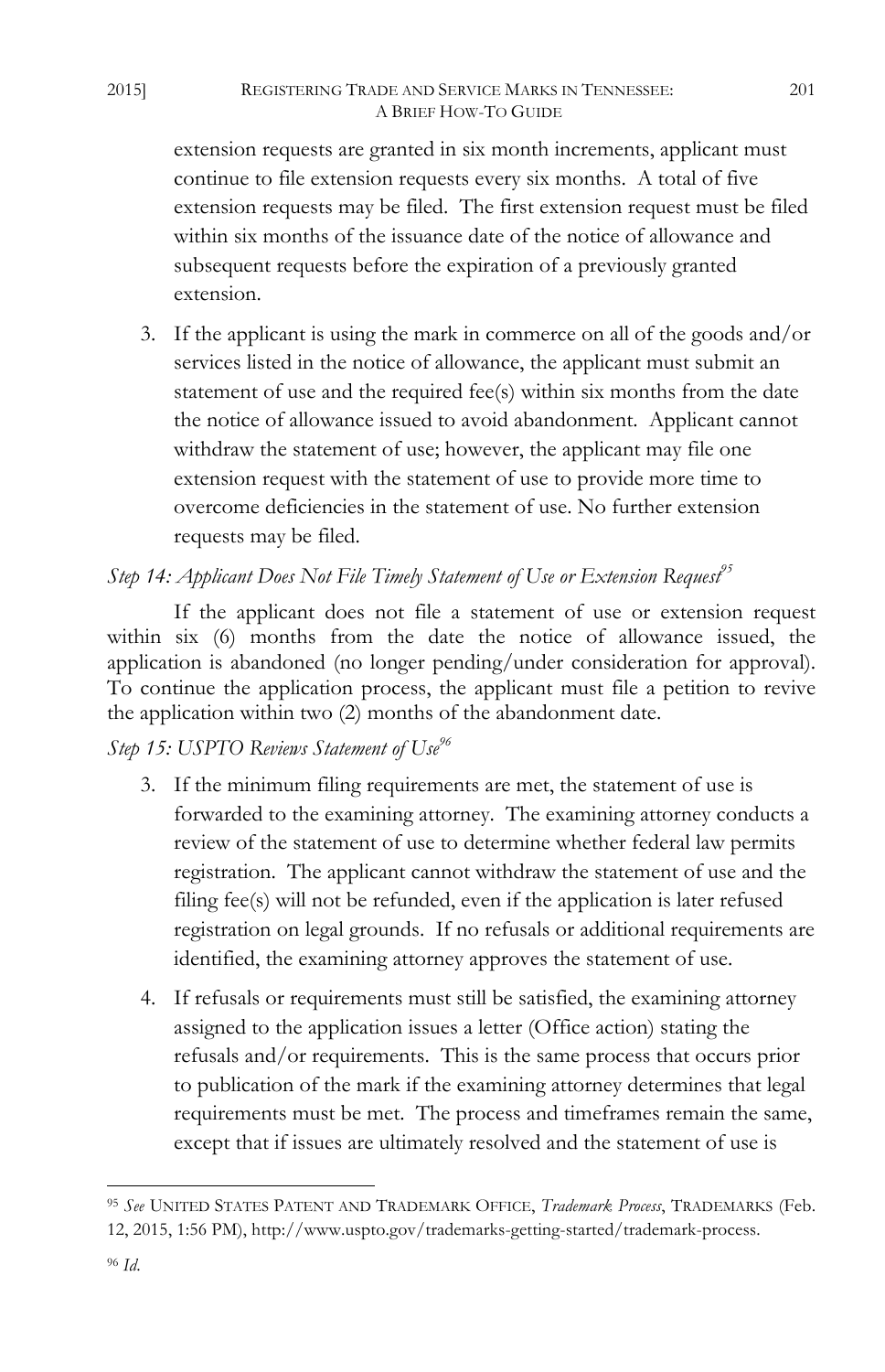extension requests are granted in six month increments, applicant must continue to file extension requests every six months. A total of five extension requests may be filed. The first extension request must be filed within six months of the issuance date of the notice of allowance and subsequent requests before the expiration of a previously granted extension.

3. If the applicant is using the mark in commerce on all of the goods and/or services listed in the notice of allowance, the applicant must submit an statement of use and the required fee(s) within six months from the date the notice of allowance issued to avoid abandonment. Applicant cannot withdraw the statement of use; however, the applicant may file one extension request with the statement of use to provide more time to overcome deficiencies in the statement of use. No further extension requests may be filed.

*Step 14: Applicant Does Not File Timely Statement of Use or Extension Request*[95]

If the applicant does not file a statement of use or extension request within six (6) months from the date the notice of allowance issued, the application is abandoned (no longer pending/under consideration for approval). To continue the application process, the applicant must file a petition to revive the application within two (2) months of the abandonment date.

*Step 15: USPTO Reviews Statement of Use*[96]

3. If the minimum filing requirements are met, the statement of use is forwarded to the examining attorney. The examining attorney conducts a review of the statement of use to determine whether federal law permits registration. The applicant cannot withdraw the statement of use and the filing fee(s) will not be refunded, even if the application is later refused registration on legal grounds. If no refusals or additional requirements are identified, the examining attorney approves the statement of use.

4. If refusals or requirements must still be satisfied, the examining attorney assigned to the application issues a letter (Office action) stating the refusals and/or requirements. This is the same process that occurs prior to publication of the mark if the examining attorney determines that legal requirements must be met. The process and timeframes remain the same, except that if issues are ultimately resolved and the statement of use is

---

[95] *See* UNITED STATES PATENT AND TRADEMARK OFFICE, *Trademark Process*, TRADEMARKS (Feb. 12, 2015, 1:56 PM), http://www.uspto.gov/trademarks-getting-started/trademark-process.

[96] *Id.*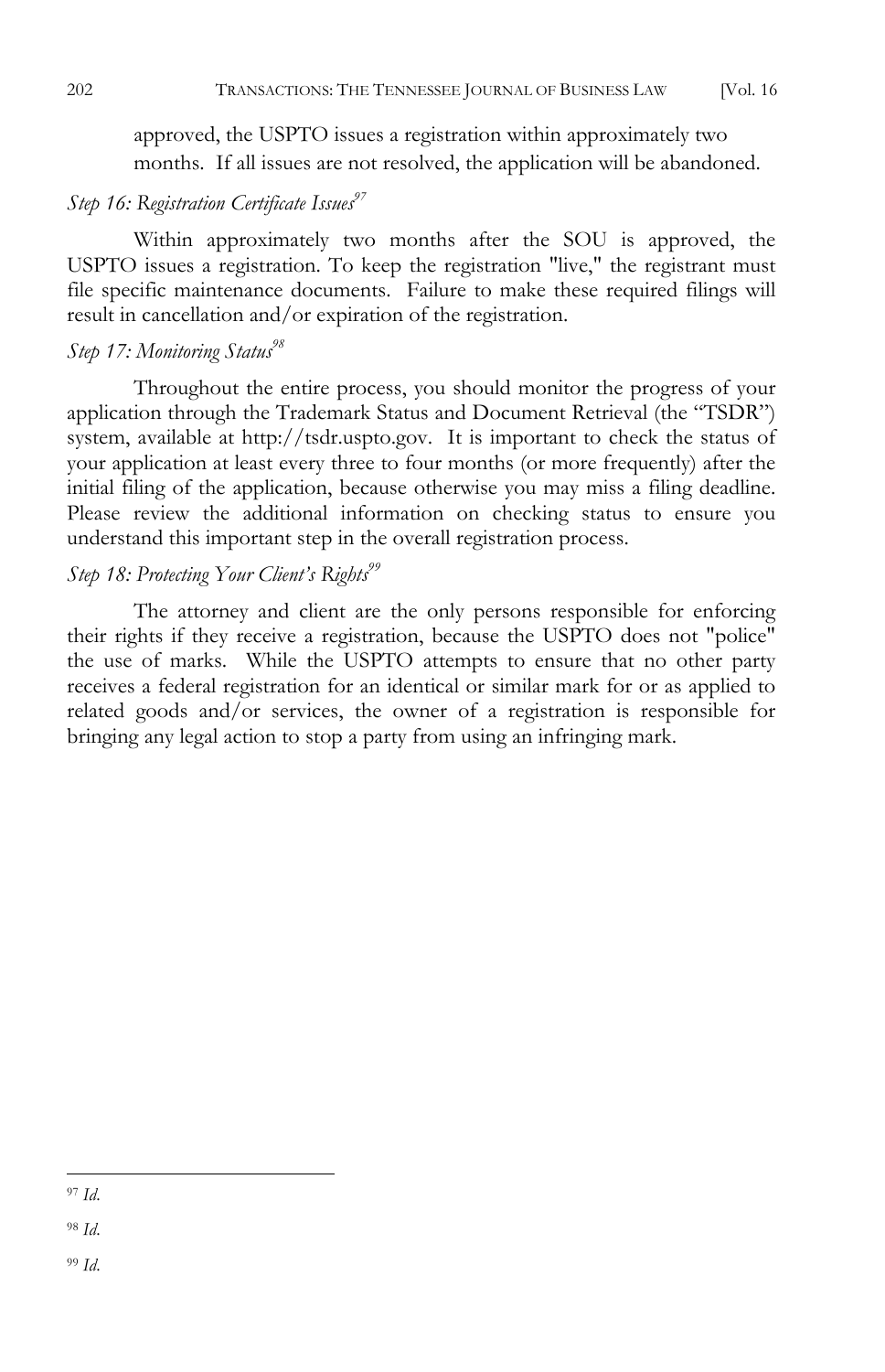approved, the USPTO issues a registration within approximately two months. If all issues are not resolved, the application will be abandoned.

*Step 16: Registration Certificate Issues*[97]

Within approximately two months after the SOU is approved, the USPTO issues a registration. To keep the registration "live," the registrant must file specific maintenance documents. Failure to make these required filings will result in cancellation and/or expiration of the registration.

*Step 17: Monitoring Status*[98]

Throughout the entire process, you should monitor the progress of your application through the Trademark Status and Document Retrieval (the "TSDR") system, available at http://tsdr.uspto.gov. It is important to check the status of your application at least every three to four months (or more frequently) after the initial filing of the application, because otherwise you may miss a filing deadline. Please review the additional information on checking status to ensure you understand this important step in the overall registration process.

*Step 18: Protecting Your Client's Rights*[99]

The attorney and client are the only persons responsible for enforcing their rights if they receive a registration, because the USPTO does not "police" the use of marks. While the USPTO attempts to ensure that no other party receives a federal registration for an identical or similar mark for or as applied to related goods and/or services, the owner of a registration is responsible for bringing any legal action to stop a party from using an infringing mark.

---

[97] *Id.*

[98] *Id.*

[99] *Id.*